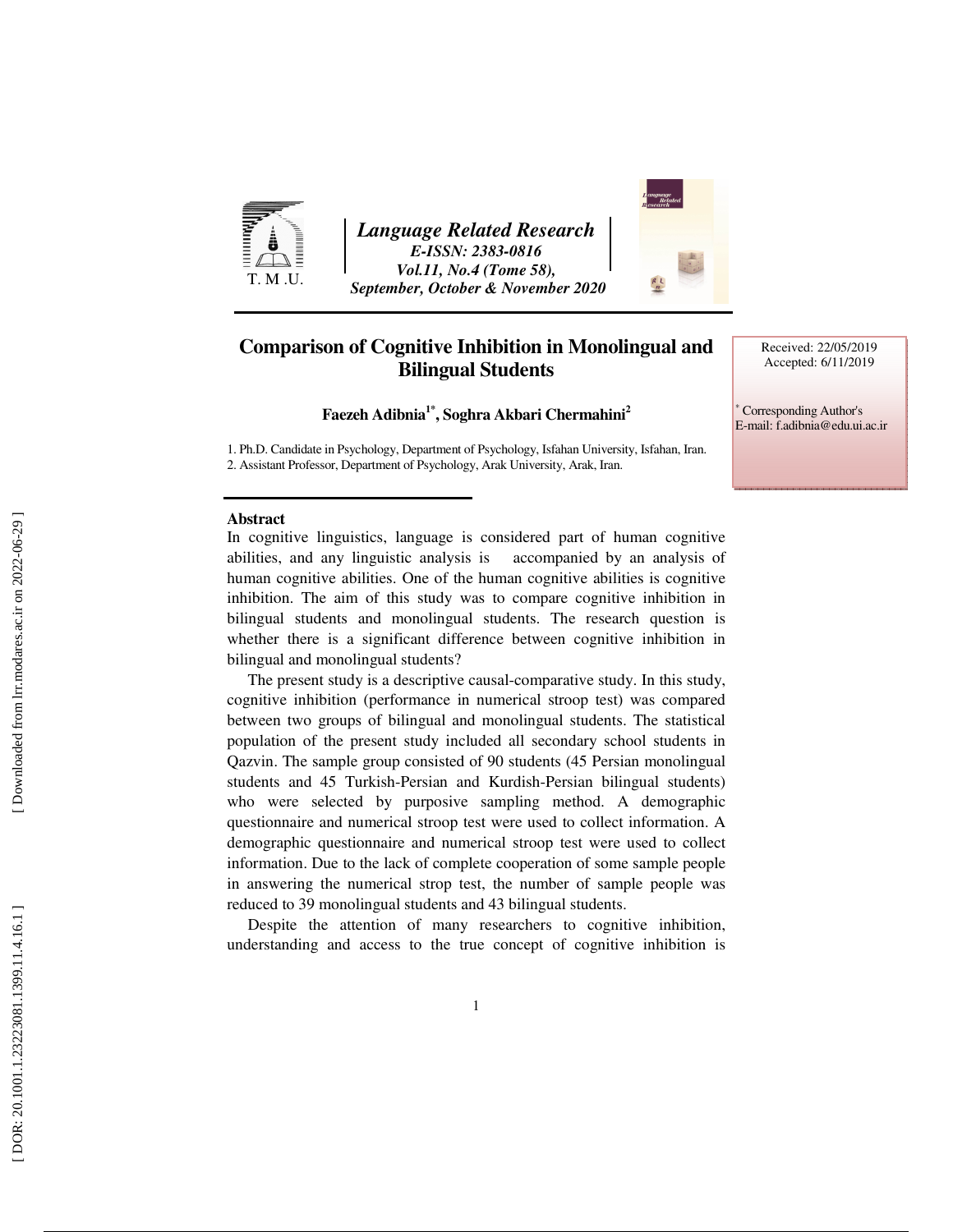# Comparison of Cognitive Inhibition in Monolingual and Bilingual Students

**Faezeh Adibnia[1*], Soghra Akbari Chermahini[2]**

1. Ph.D. Candidate in Psychology, Department of Psychology, Isfahan University, Isfahan, Iran.
2. Assistant Professor, Department of Psychology, Arak University, Arak, Iran.

Received: 22/05/2019
Accepted: 6/11/2019

[*] Corresponding Author's
E-mail: f.adibnia@edu.ui.ac.ir

## Abstract

In cognitive linguistics, language is considered part of human cognitive abilities, and any linguistic analysis is accompanied by an analysis of human cognitive abilities. One of the human cognitive abilities is cognitive inhibition. The aim of this study was to compare cognitive inhibition in bilingual students and monolingual students. The research question is whether there is a significant difference between cognitive inhibition in bilingual and monolingual students?

The present study is a descriptive causal-comparative study. In this study, cognitive inhibition (performance in numerical stroop test) was compared between two groups of bilingual and monolingual students. The statistical population of the present study included all secondary school students in Qazvin. The sample group consisted of 90 students (45 Persian monolingual students and 45 Turkish-Persian and Kurdish-Persian bilingual students) who were selected by purposive sampling method. A demographic questionnaire and numerical stroop test were used to collect information. A demographic questionnaire and numerical stroop test were used to collect information. Due to the lack of complete cooperation of some sample people in answering the numerical strop test, the number of sample people was reduced to 39 monolingual students and 43 bilingual students.

Despite the attention of many researchers to cognitive inhibition, understanding and access to the true concept of cognitive inhibition is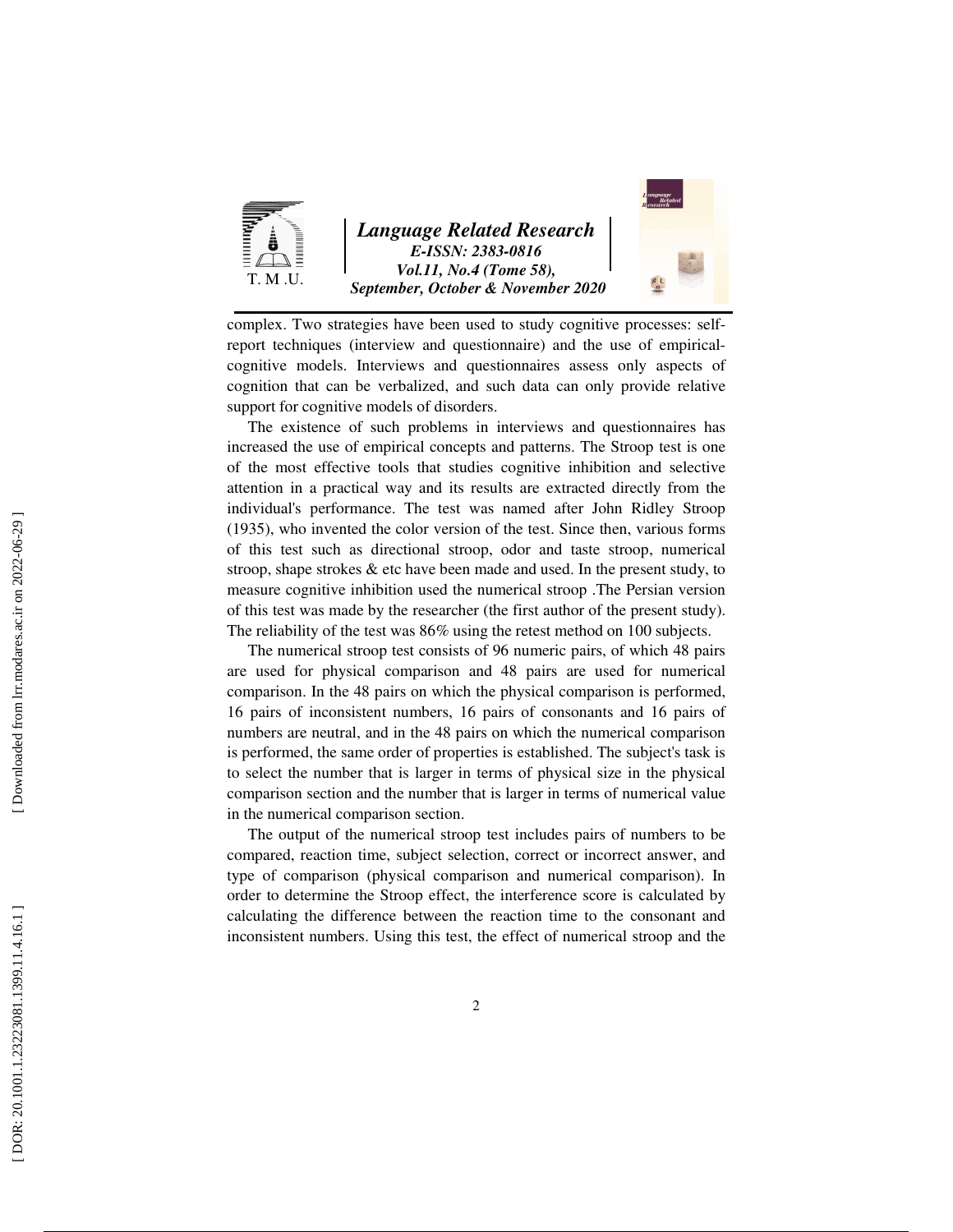complex. Two strategies have been used to study cognitive processes: self-report techniques (interview and questionnaire) and the use of empirical-cognitive models. Interviews and questionnaires assess only aspects of cognition that can be verbalized, and such data can only provide relative support for cognitive models of disorders.

The existence of such problems in interviews and questionnaires has increased the use of empirical concepts and patterns. The Stroop test is one of the most effective tools that studies cognitive inhibition and selective attention in a practical way and its results are extracted directly from the individual's performance. The test was named after John Ridley Stroop (1935), who invented the color version of the test. Since then, various forms of this test such as directional stroop, odor and taste stroop, numerical stroop, shape strokes & etc have been made and used. In the present study, to measure cognitive inhibition used the numerical stroop .The Persian version of this test was made by the researcher (the first author of the present study). The reliability of the test was 86% using the retest method on 100 subjects.

The numerical stroop test consists of 96 numeric pairs, of which 48 pairs are used for physical comparison and 48 pairs are used for numerical comparison. In the 48 pairs on which the physical comparison is performed, 16 pairs of inconsistent numbers, 16 pairs of consonants and 16 pairs of numbers are neutral, and in the 48 pairs on which the numerical comparison is performed, the same order of properties is established. The subject's task is to select the number that is larger in terms of physical size in the physical comparison section and the number that is larger in terms of numerical value in the numerical comparison section.

The output of the numerical stroop test includes pairs of numbers to be compared, reaction time, subject selection, correct or incorrect answer, and type of comparison (physical comparison and numerical comparison). In order to determine the Stroop effect, the interference score is calculated by calculating the difference between the reaction time to the consonant and inconsistent numbers. Using this test, the effect of numerical stroop and the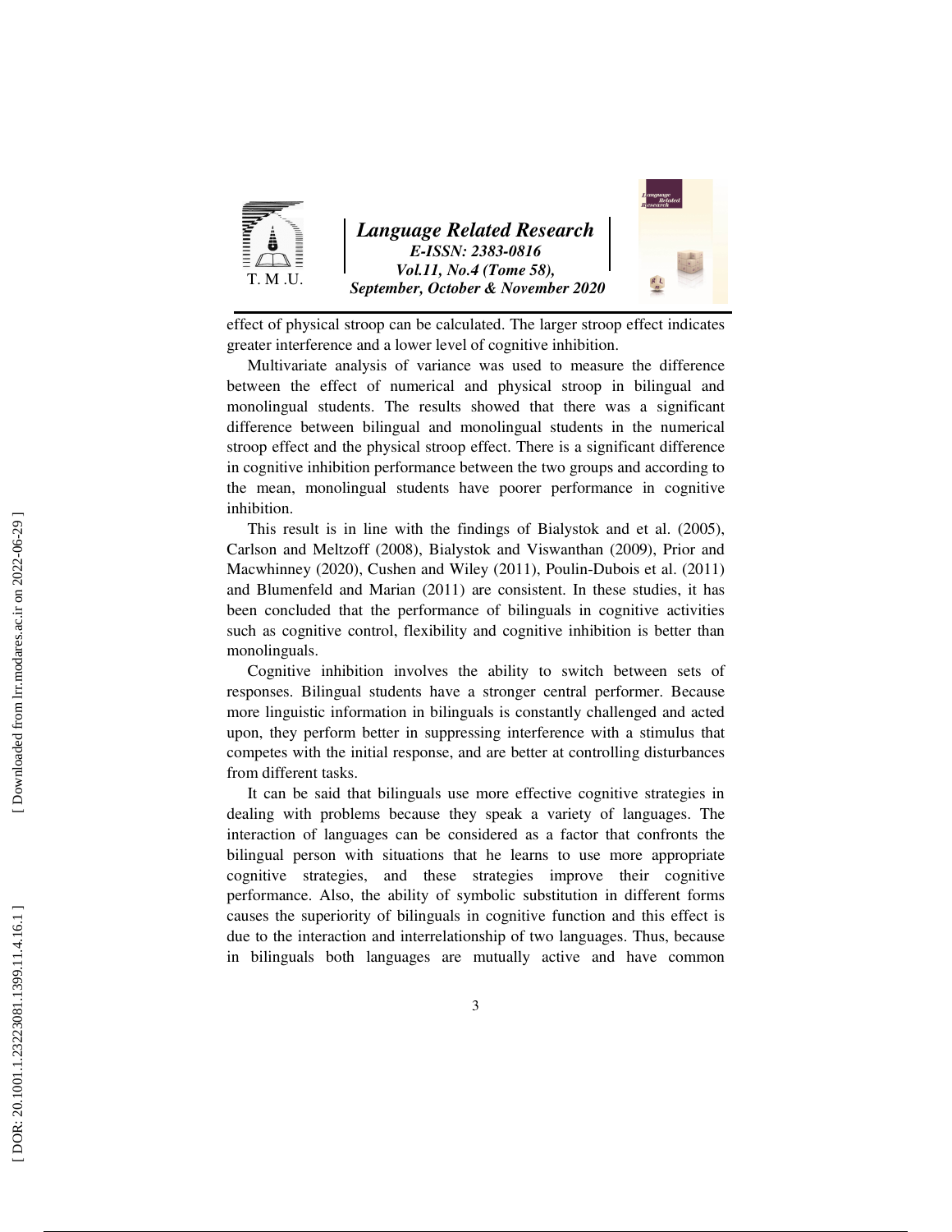effect of physical stroop can be calculated. The larger stroop effect indicates greater interference and a lower level of cognitive inhibition.

Multivariate analysis of variance was used to measure the difference between the effect of numerical and physical stroop in bilingual and monolingual students. The results showed that there was a significant difference between bilingual and monolingual students in the numerical stroop effect and the physical stroop effect. There is a significant difference in cognitive inhibition performance between the two groups and according to the mean, monolingual students have poorer performance in cognitive inhibition.

This result is in line with the findings of Bialystok and et al. (2005), Carlson and Meltzoff (2008), Bialystok and Viswanthan (2009), Prior and Macwhinney (2020), Cushen and Wiley (2011), Poulin-Dubois et al. (2011) and Blumenfeld and Marian (2011) are consistent. In these studies, it has been concluded that the performance of bilinguals in cognitive activities such as cognitive control, flexibility and cognitive inhibition is better than monolinguals.

Cognitive inhibition involves the ability to switch between sets of responses. Bilingual students have a stronger central performer. Because more linguistic information in bilinguals is constantly challenged and acted upon, they perform better in suppressing interference with a stimulus that competes with the initial response, and are better at controlling disturbances from different tasks.

It can be said that bilinguals use more effective cognitive strategies in dealing with problems because they speak a variety of languages. The interaction of languages can be considered as a factor that confronts the bilingual person with situations that he learns to use more appropriate cognitive strategies, and these strategies improve their cognitive performance. Also, the ability of symbolic substitution in different forms causes the superiority of bilinguals in cognitive function and this effect is due to the interaction and interrelationship of two languages. Thus, because in bilinguals both languages are mutually active and have common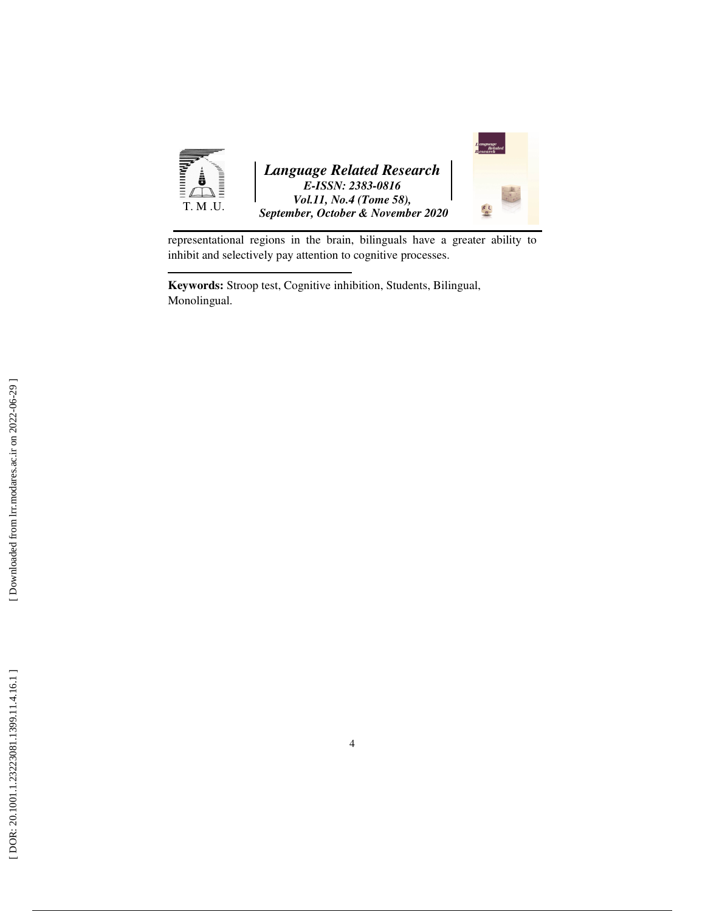representational regions in the brain, bilinguals have a greater ability to inhibit and selectively pay attention to cognitive processes.

**Keywords:** Stroop test, Cognitive inhibition, Students, Bilingual, Monolingual.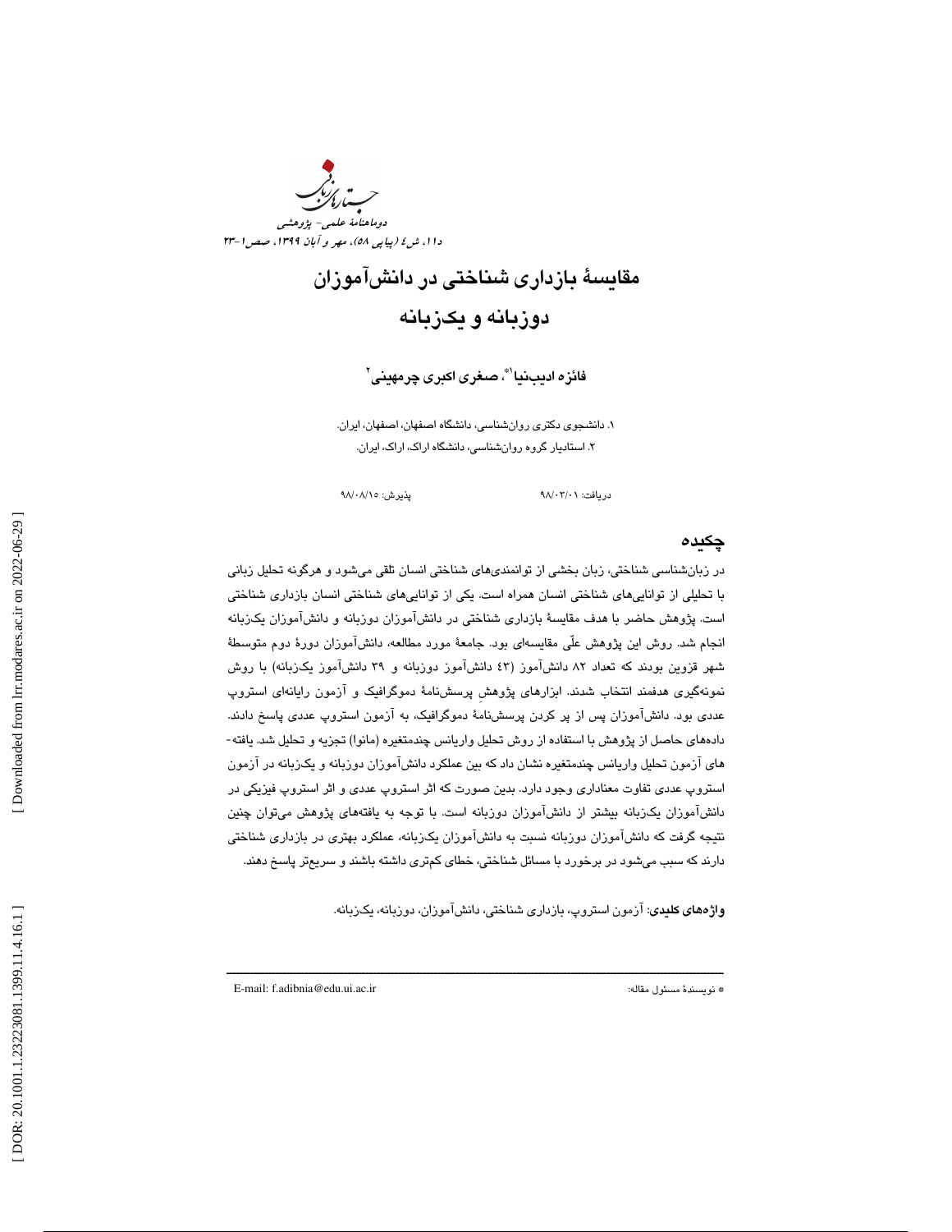# مقایسۀ بازداری شناختی در دانش‌آموزان دوزبانه و یک‌زبانه

**فائزه ادیب‌نیا[1*]، صغری اکبری چرمهینی[2]**

۱. دانشجوی دکتری روان‌شناسی، دانشگاه اصفهان، اصفهان، ایران.

۲. استادیار گروه روان‌شناسی، دانشگاه اراک، اراک، ایران.

دریافت: ۹۸/۰۳/۰۱ پذیرش: ۹۸/۰۸/۱۵

## چکیده

در زبان‌شناسی شناختی، زبان بخشی از توانمندی‌های شناختی انسان تلقی می‌شود و هرگونه تحلیل زبانی با تحلیلی از توانایی‌های شناختی انسان همراه است. یکی از توانایی‌های شناختی انسان بازداری شناختی است. پژوهش حاضر با هدف مقایسۀ بازداری شناختی در دانش‌آموزان دوزبانه و دانش‌آموزان یک‌زبانه انجام شد. روش این پژوهش علّی مقایسه‌ای بود. جامعۀ مورد مطالعه، دانش‌آموزان دورۀ دوم متوسطۀ شهر قزوین بودند که تعداد ۸۲ دانش‌آموز (۴۳ دانش‌آموز دوزبانه و ۳۹ دانش‌آموز یک‌زبانه) با روش نمونه‌گیری هدفمند انتخاب شدند. ابزارهای پژوهش پرسش‌نامۀ دموگرافیک و آزمون رایانه‌ای استروپ عددی بود. دانش‌آموزان پس از پر کردن پرسش‌نامۀ دموگرافیک، به آزمون استروپ عددی پاسخ دادند. داده‌های حاصل از پژوهش با استفاده از روش تحلیل واریانس چندمتغیره (مانوا) تجزیه و تحلیل شد. یافته‌های آزمون تحلیل واریانس چندمتغیره نشان داد که بین عملکرد دانش‌آموزان دوزبانه و یک‌زبانه در آزمون استروپ عددی تفاوت معناداری وجود دارد. بدین صورت که اثر استروپ عددی و اثر استروپ فیزیکی در دانش‌آموزان یک‌زبانه بیشتر از دانش‌آموزان دوزبانه است. با توجه به یافته‌های پژوهش می‌توان چنین نتیجه گرفت که دانش‌آموزان دوزبانه نسبت به دانش‌آموزان یک‌زبانه، عملکرد بهتری در بازداری شناختی دارند که سبب می‌شود در برخورد با مسائل شناختی، خطای کم‌تری داشته باشند و سریع‌تر پاسخ دهند.

**واژه‌های کلیدی**: آزمون استروپ، بازداری شناختی، دانش‌آموزان، دوزبانه، یک‌زبانه.

---

* نویسندۀ مسئول مقاله: E-mail: f.adibnia@edu.ui.ac.ir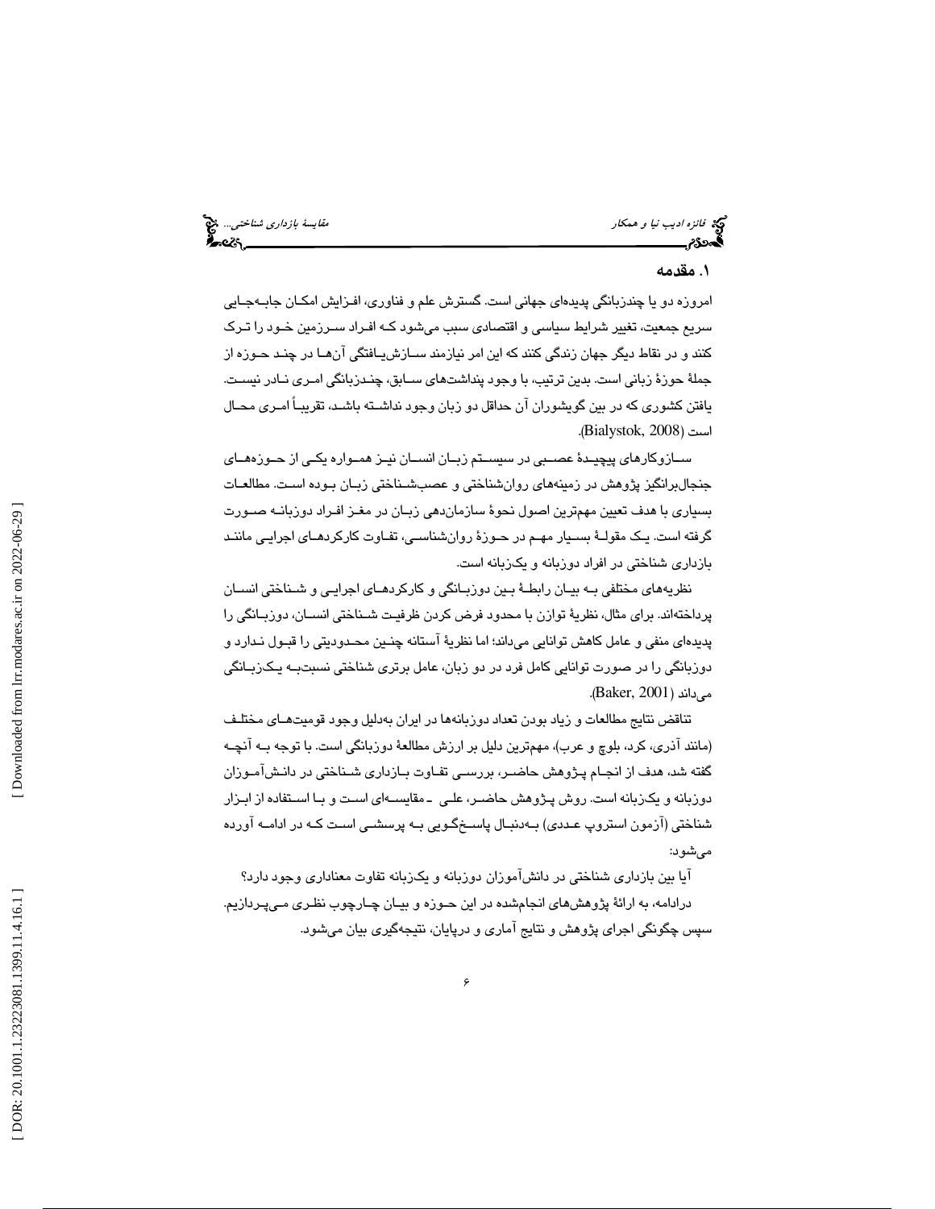## ۱. مقدمه

امروزه دو یا چندزبانگی پدیده‌ای جهانی است. گسترش علم و فناوری، افزایش امکان جابه‌جایی سریع جمعیت، تغییر شرایط سیاسی و اقتصادی سبب می‌شود که افراد سرزمین خود را ترک کنند و در نقاط دیگر جهان زندگی کنند که این امر نیازمند سازش‌یافتگی آن‌ها در چند حوزه از جملهٔ حوزهٔ زبانی است. بدین ترتیب، با وجود پنداشت‌های سابق، چندزبانگی امری نادر نیست. یافتن کشوری که در بین گویشوران آن حداقل دو زبان وجود نداشته باشد، تقریباً امری محال است (Bialystok, 2008).

سازوکارهای پیچیدهٔ عصبی در سیستم زبان انسان نیز همواره یکی از حوزه‌های جنجال‌برانگیز پژوهش در زمینه‌های روان‌شناختی و عصب‌شناختی زبان بوده است. مطالعات بسیاری با هدف تعیین مهم‌ترین اصول نحوهٔ سازمان‌دهی زبان در مغز افراد دوزبانه صورت گرفته است. یک مقولهٔ بسیار مهم در حوزهٔ روان‌شناسی، تفاوت کارکردهای اجرایی مانند بازداری شناختی در افراد دوزبانه و یک‌زبانه است.

نظریه‌های مختلفی به بیان رابطهٔ بین دوزبانگی و کارکردهای اجرایی و شناختی انسان پرداخته‌اند. برای مثال، نظریهٔ توازن با محدود فرض کردن ظرفیت شناختی انسان، دوزبانگی را پدیده‌ای منفی و عامل کاهش توانایی می‌داند؛ اما نظریهٔ آستانه چنین محدودیتی را قبول ندارد و دوزبانگی را در صورت توانایی کامل فرد در دو زبان، عامل برتری شناختی نسبت‌به یک‌زبانگی می‌داند (Baker, 2001).

تناقض نتایج مطالعات و زیاد بودن تعداد دوزبانه‌ها در ایران به‌دلیل وجود قومیت‌های مختلف (مانند آذری، کرد، بلوچ و عرب)، مهم‌ترین دلیل بر ارزش مطالعهٔ دوزبانگی است. با توجه به آنچه گفته شد، هدف از انجام پژوهش حاضر، بررسی تفاوت بازداری شناختی در دانش‌آموزان دوزبانه و یک‌زبانه است. روش پژوهش حاضر، علی ـ مقایسه‌ای است و با استفاده از ابزار شناختی (آزمون استروپ عددی) به‌دنبال پاسخ‌گویی به پرسشی است که در ادامه آورده می‌شود:

آیا بین بازداری شناختی در دانش‌آموزان دوزبانه و یک‌زبانه تفاوت معناداری وجود دارد؟

درادامه، به ارائهٔ پژوهش‌های انجام‌شده در این حوزه و بیان چارچوب نظری می‌پردازیم. سپس چگونگی اجرای پژوهش و نتایج آماری و درپایان، نتیجه‌گیری بیان می‌شود.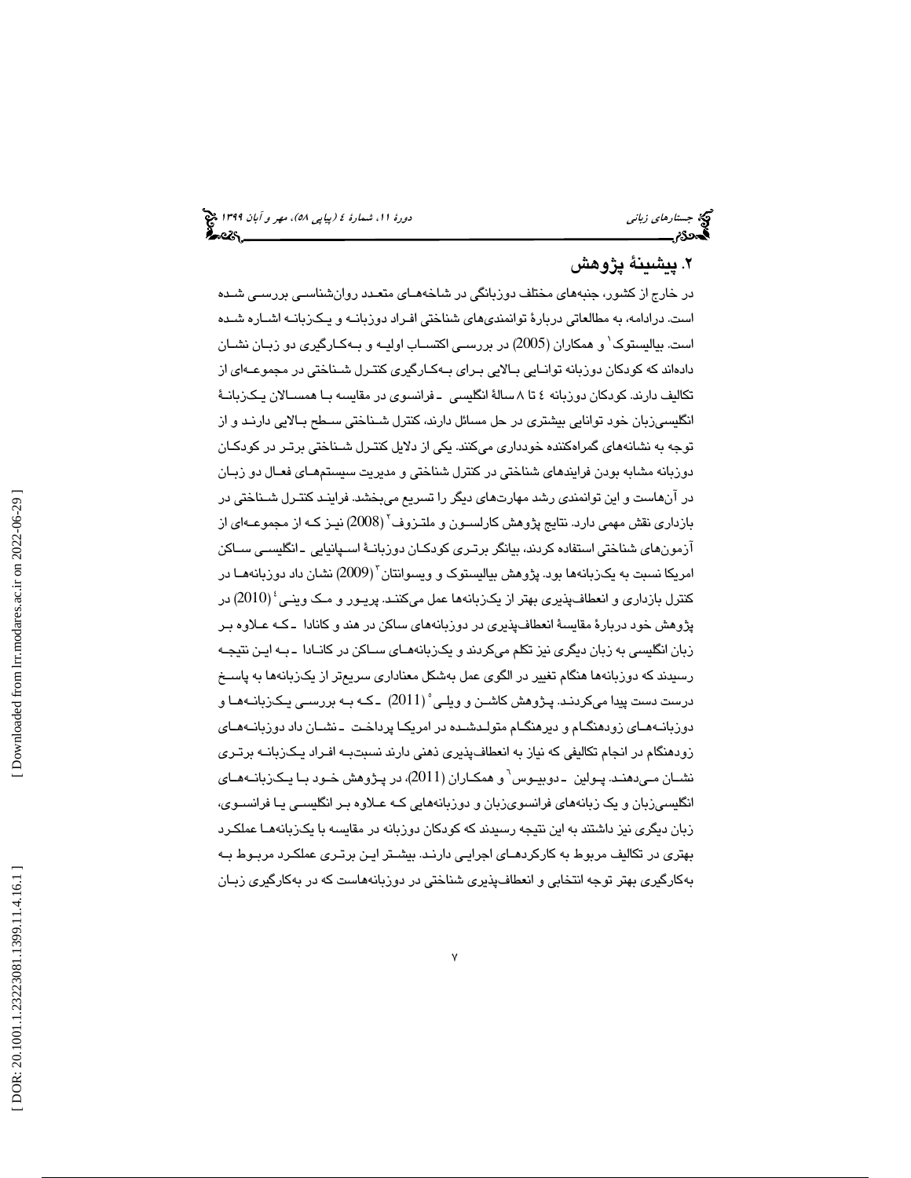## ۲. پیشینهٔ پژوهش

در خارج از کشور، جنبه‌های مختلف دوزبانگی در شاخه‌های متعدد روان‌شناسی بررسی شده است. درادامه، به مطالعاتی دربارهٔ توانمندی‌های شناختی افراد دوزبانه و یک‌زبانه اشاره شده است. بیالیستوک[۱] و همکاران (2005) در بررسی اکتساب اولیه و به‌کارگیری دو زبان نشان داده‌اند که کودکان دوزبانه توانایی بالایی برای به‌کارگیری کنترل شناختی در مجموعه‌ای از تکالیف دارند. کودکان دوزبانه ٤ تا ٨ سالهٔ انگلیسی ـ فرانسوی در مقایسه با همسالان یک‌زبانهٔ انگلیسی‌زبان خود توانایی بیشتری در حل مسائل دارند، کنترل شناختی سطح بالایی دارند و از توجه به نشانه‌های گمراه‌کننده خودداری می‌کنند. یکی از دلایل کنترل شناختی برتر در کودکان دوزبانه مشابه بودن فرایندهای شناختی در کنترل شناختی و مدیریت سیستم‌های فعال دو زبان در آن‌هاست و این توانمندی رشد مهارت‌های دیگر را تسریع می‌بخشد. فرایند کنترل شناختی در بازداری نقش مهمی دارد. نتایج پژوهش کارلسون و ملتزوف[۲] (2008) نیز که از مجموعه‌ای از آزمون‌های شناختی استفاده کردند، بیانگر برتری کودکان دوزبانهٔ اسپانیایی ـ انگلیسی ساکن امریکا نسبت به یک‌زبانه‌ها بود. پژوهش بیالیستوک و ویسوانتان[۳] (2009) نشان داد دوزبانه‌ها در کنترل بازداری و انعطاف‌پذیری بهتر از یک‌زبانه‌ها عمل می‌کنند. پریور و مک وینی[۴] (2010) در پژوهش خود دربارهٔ مقایسهٔ انعطاف‌پذیری در دوزبانه‌های ساکن در هند و کانادا ـ که علاوه بر زبان انگلیسی به زبان دیگری نیز تکلم می‌کردند و یک‌زبانه‌های ساکن در کانادا ـ به این نتیجه رسیدند که دوزبانه‌ها هنگام تغییر در الگوی عمل به‌شکل معناداری سریع‌تر از یک‌زبانه‌ها به پاسخ درست دست پیدا می‌کردند. پژوهش کاشن و ویلی[۵] (2011) ـ که به بررسی یک‌زبانه‌ها و دوزبانه‌های زودهنگام و دیرهنگام متولدشده در امریکا پرداخت ـ نشان داد دوزبانه‌های زودهنگام در انجام تکالیفی که نیاز به انعطاف‌پذیری ذهنی دارند نسبت‌به افراد یک‌زبانه برتری نشان می‌دهند. پولین ـ دوبیوس[۶] و همکاران (2011)، در پژوهش خود با یک‌زبانه‌های انگلیسی‌زبان و یک زبانه‌های فرانسوی‌زبان و دوزبانه‌هایی که علاوه بر انگلیسی یا فرانسوی، زبان دیگری نیز داشتند به این نتیجه رسیدند که کودکان دوزبانه در مقایسه با یک‌زبانه‌ها عملکرد بهتری در تکالیف مربوط به کارکردهای اجرایی دارند. بیشتر این برتری عملکرد مربوط به به‌کارگیری بهتر توجه انتخابی و انعطاف‌پذیری شناختی در دوزبانه‌هاست که در به‌کارگیری زبان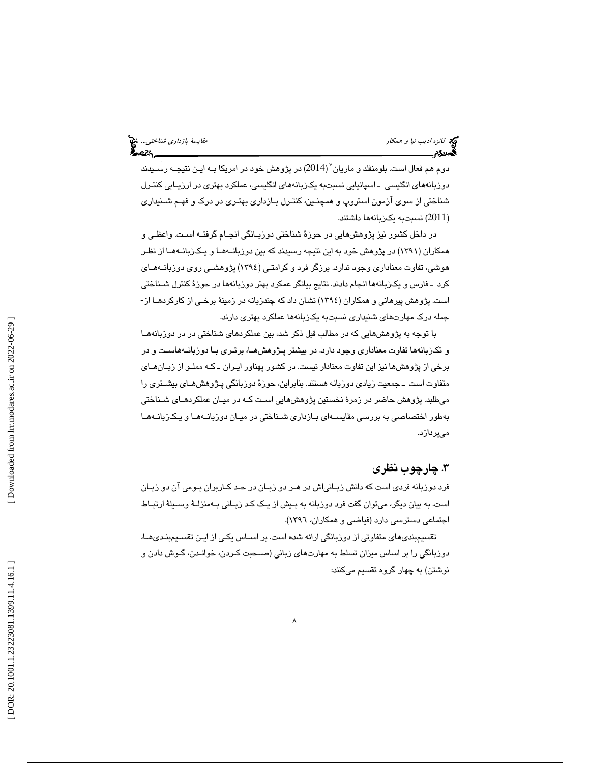دوم هم فعال است. بلومنفلد و ماریان[7] (2014) در پژوهش خود در امریکا بـه ایـن نتیجـه رسـیدند دوزبانه‌های انگلیسی ـ اسپانیایی نسبت‌به یک‌زبانه‌های انگلیسی، عملکرد بهتری در ارزیـابی کنتـرل شناختی از سوی آزمون استروپ و همچنـین، کنتـرل بـازداری بهتـری در درک و فهـم شـنیداری (2011) نسبت‌به یک‌زبانه‌ها داشتند.

در داخل کشور نیز پژوهش‌هایی در حوزۀ شناختی دوزبـانگی انجـام گرفتـه اسـت. واعظـی و همکاران (۱۳۹۱) در پژوهش خود به این نتیجه رسیدند که بین دوزبانـه‌هـا و یـک‌زبانـه‌هـا از نظـر هوشی، تفاوت معناداری وجود ندارد. برزگر فرد و کرامتـی (۱۳۹٤) پژوهشـی روی دوزبانـه‌هـای کرد ـ فارس و یک‌زبانه‌ها انجام دادند. نتایج بیانگر عمکرد بهتر دوزبانه‌ها در حوزۀ کنترل شـناختی است. پژوهش پیرهانی و همکاران (۱۳۹٤) نشان داد که چندزبانه در زمینۀ برخـی از کارکردهـا از-جمله درک مهارت‌های شنیداری نسبت‌به یک‌زبانه‌ها عملکرد بهتری دارند.

با توجه به پژوهش‌هایی که در مطالب قبل ذکر شد، بین عملکردهای شناختی در در دوزبانه‌هـا و تک‌زبانه‌ها تفاوت معناداری وجود دارد. در بیشتر پـژوهش‌هـا، برتـری بـا دوزبانـه‌هاسـت و در برخی از پژوهش‌ها نیز این تفاوت معنادار نیست. در کشور پهناور ایـران ـ کـه مملـو از زبـان‌هـای متفاوت است ـ جمعیت زیادی دوزبانه هستند. بنابراین، حوزۀ دوزبانگی پـژوهش‌هـای بیشـتری را می‌طلبد. پژوهش حاضر در زمرۀ نخستین پژوهش‌هایی اسـت کـه در میـان عملکردهـای شـناختی به‌طور اختصاصی به بررسی مقایسـه‌ای بـازداری شـناختی در میـان دوزبانـه‌هـا و یـک‌زبانـه‌هـا می‌پردازد.

## ۳. چارچوب نظری

فرد دوزبانه فردی است که دانش زبـانی‌اش در هـر دو زبـان در حـد کـاربران بـومی آن دو زبـان است. به بیان دیگر، می‌توان گفت فرد دوزبانه به بـیش از یـک کـد زبـانی بـه‌منزلـۀ وسـیلۀ ارتبـاط اجتماعی دسترسی دارد (فیاضی و همکاران، ۱۳۹٦).

تقسیم‌بندی‌های متفاوتی از دوزبانگی ارائه شده است. بر اسـاس یکـی از ایـن تقسـیم‌بنـدی‌هـا، دوزبانگی را بر اساس میزان تسلط به مهارت‌های زبانی (صـحبت کـردن، خوانـدن، گـوش دادن و نوشتن) به چهار گروه تقسیم می‌کنند: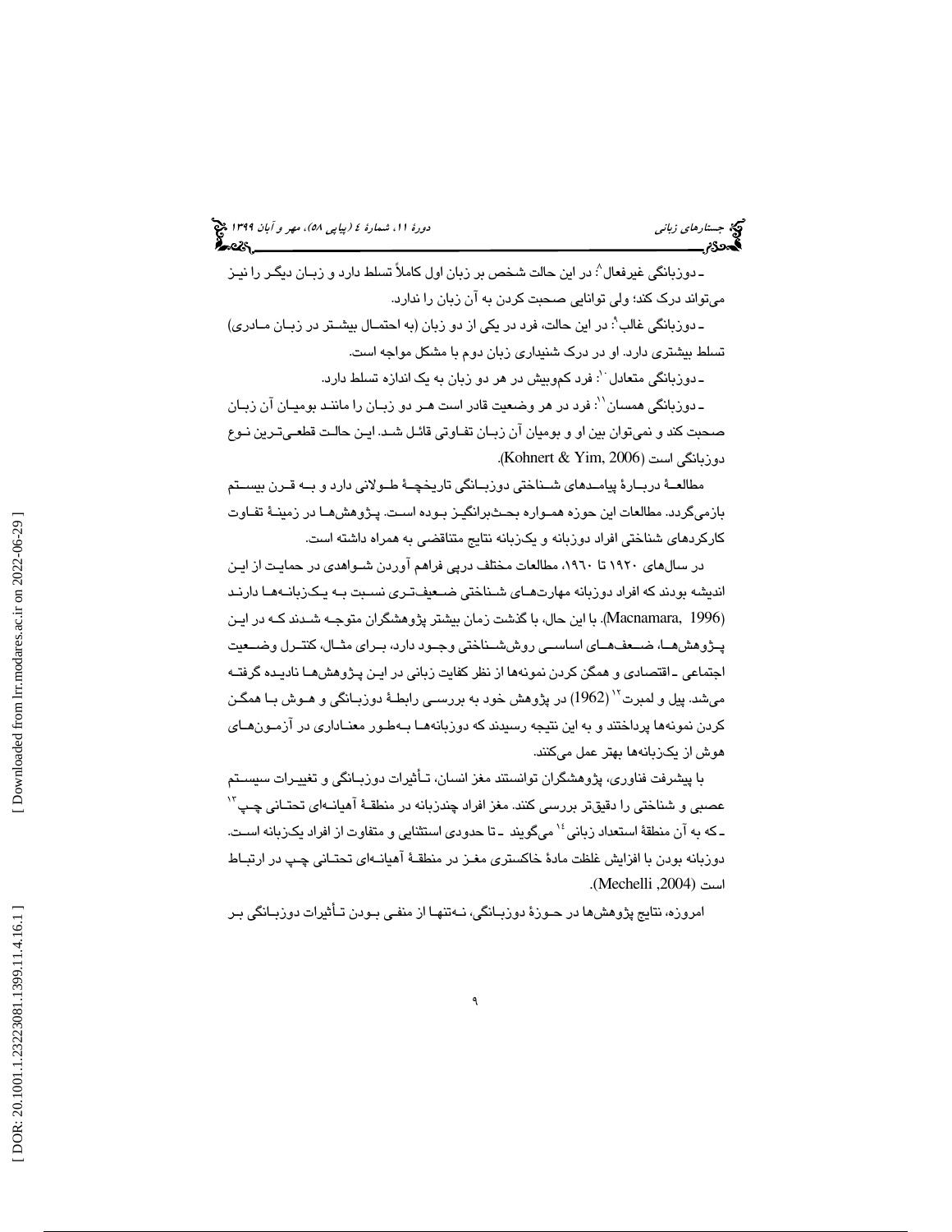ـ دوزبانگی غیرفعال[8]: در این حالت شخص بر زبان اول کاملاً تسلط دارد و زبـان دیگـر را نیـز می‌تواند درک کند؛ ولی توانایی صحبت کردن به آن زبان را ندارد.

ـ دوزبانگی غالب[9]: در این حالت، فرد در یکی از دو زبان (به احتمـال بیشـتر در زبـان مـادری) تسلط بیشتری دارد. او در درک شنیداری زبان دوم با مشکل مواجه است.

ـ دوزبانگی متعادل[10]: فرد کم‌وبیش در هر دو زبان به یک اندازه تسلط دارد.

ـ دوزبانگی همسان[11]: فرد در هر وضعیت قادر است هـر دو زبـان را ماننـد بومیـان آن زبـان صحبت کند و نمی‌توان بین او و بومیان آن زبـان تفـاوتی قائـل شـد. ایـن حالـت قطعـی‌تـرین نـوع دوزبانگی است (Kohnert & Yim, 2006).

مطالعـهٔ دربـارهٔ پیامـدهای شـناختی دوزبـانگی تاریخچـهٔ طـولانی دارد و بـه قـرن بیسـتم بازمی‌گردد. مطالعات این حوزه همـواره بحث‌برانگیـز بـوده اسـت. پـژوهش‌هـا در زمینـهٔ تفـاوت کارکردهای شناختی افراد دوزبانه و یک‌زبانه نتایج متناقضی به همراه داشته است.

در سال‌های ۱۹۲۰ تا ۱۹۶۰، مطالعات مختلف درپی فراهم آوردن شـواهدی در حمایـت از ایـن اندیشه بودند که افراد دوزبانه مهارت‌هـای شـناختی ضـعیف‌تـری نسـبت بـه یـک‌زبانـه‌هـا دارنـد (Macnamara, 1996). با این حال، با گذشت زمان بیشتر پژوهشگران متوجـه شـدند کـه در ایـن پـژوهش‌هـا، ضـعف‌هـای اساسـی روش‌شـناختی وجـود دارد، بـرای مثـال، کنتـرل وضـعیت اجتماعی ـ اقتصادی و همگن کردن نمونه‌ها از نظر کفایت زبانی در ایـن پـژوهش‌هـا نادیـده گرفتـه می‌شد. پیل و لمبرت[12] (1962) در پژوهش خود به بررسـی رابطـهٔ دوزبـانگی و هـوش بـا همگـن کردن نمونه‌ها پرداختند و به این نتیجه رسیدند که دوزبانه‌هـا بـه‌طـور معنـاداری در آزمـون‌هـای هوش از یک‌زبانه‌ها بهتر عمل می‌کنند.

با پیشرفت فناوری، پژوهشگران توانستند مغز انسان، تـأثیرات دوزبـانگی و تغییـرات سیسـتم عصبی و شناختی را دقیق‌تر بررسی کنند. مغز افراد چندزبانه در منطقـهٔ آهیانـه‌ای تحتـانی چـپ[13] ـ که به آن منطقهٔ استعداد زبانی[14] می‌گویند ـ تا حدودی استثنایی و متفاوت از افراد یک‌زبانه اسـت. دوزبانه بودن با افزایش غلظت مادهٔ خاکستری مغـز در منطقـهٔ آهیانـه‌ای تحتـانی چـپ در ارتبـاط است (Mechelli ,2004).

امروزه، نتایج پژوهش‌ها در حـوزهٔ دوزبـانگی، نـه‌تنهـا از منفـی بـودن تـأثیرات دوزبـانگی بـر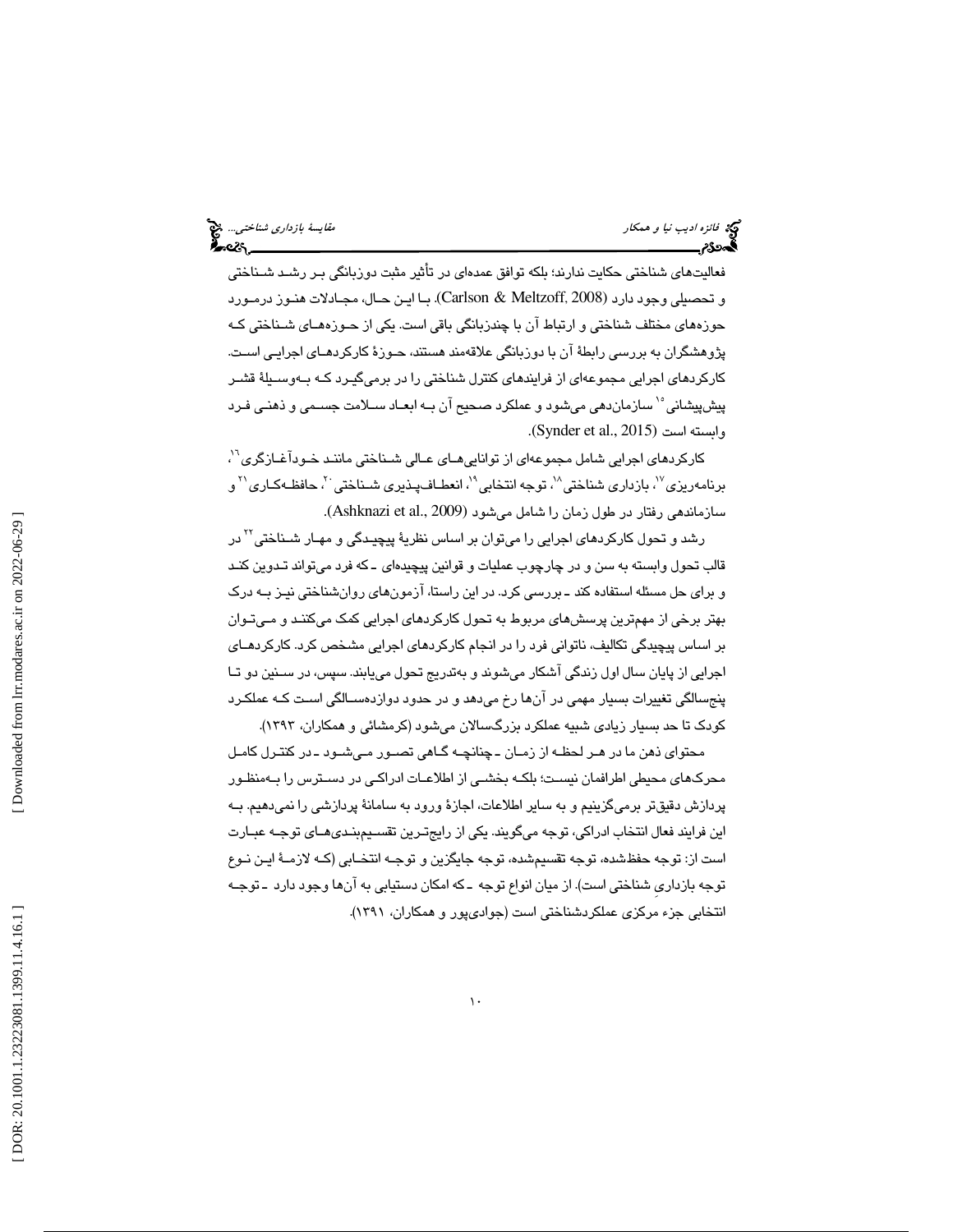فعالیت‌های شناختی حکایت ندارند؛ بلکه توافق عمده‌ای در تأثیر مثبت دوزبانگی بـر رشـد شـناختی و تحصیلی وجود دارد (Carlson & Meltzoff, 2008). بـا ایـن حـال، مجـادلات هنـوز درمـورد حوزه‌های مختلف شناختی و ارتباط آن با چندزبانگی باقی است. یکی از حـوزه‌هـای شـناختی کـه پژوهشگران به بررسی رابطهٔ آن با دوزبانگی علاقه‌مند هستند، حـوزهٔ کارکردهـای اجرایـی اسـت. کارکردهای اجرایی مجموعه‌ای از فرایندهای کنترل شناختی را در برمی‌گیـرد کـه بـه‌وسـیلهٔ قشـر پیش‌پیشانی[15] سازمان‌دهی می‌شود و عملکرد صحیح آن بـه ابعـاد سـلامت جسـمی و ذهنـی فـرد وابسته است (Synder et al., 2015).

کارکردهای اجرایی شامل مجموعه‌ای از توانایی‌هـای عـالی شـناختی ماننـد خـودآغـازگری[16]، برنامه‌ریزی[17]، بازداری شناختی[18]، توجه انتخابی[19]، انعطـاف‌پـذیری شـناختی[20]، حافظـه‌کـاری[21] و سازماندهی رفتار در طول زمان را شامل می‌شود (Ashknazi et al., 2009).

رشد و تحول کارکردهای اجرایی را می‌توان بر اساس نظریهٔ پیچیـدگی و مهـار شـناختی[22] در قالب تحول وابسته به سن و در چارچوب عملیات و قوانین پیچیده‌ای ـ که فرد می‌تواند تـدوین کنـد و برای حل مسئله استفاده کند ـ بررسی کرد. در این راستا، آزمون‌های روان‌شناختی نیـز بـه درک بهتر برخی از مهم‌ترین پرسش‌های مربوط به تحول کارکردهای اجرایی کمک می‌کننـد و مـی‌تـوان بر اساس پیچیدگی تکالیف، ناتوانی فرد را در انجام کارکردهای اجرایی مشخص کرد. کارکردهـای اجرایی از پایان سال اول زندگی آشکار می‌شوند و به‌تدریج تحول می‌یابند. سپس، در سـنین دو تـا پنج‌سالگی تغییرات بسیار مهمی در آن‌ها رخ می‌دهد و در حدود دوازده‌سـالگی اسـت کـه عملکـرد کودک تا حد بسیار زیادی شبیه عملکرد بزرگ‌سالان می‌شود (کرمشائی و همکاران، ۱۳۹۳).

محتوای ذهن ما در هـر لحظـه از زمـان ـ چنانچـه گـاهی تصـور مـی‌شـود ـ در کنتـرل کامـل محرک‌های محیطی اطرافمان نیسـت؛ بلکـه بخشـی از اطلاعـات ادراکـی در دسـترس را بـه‌منظـور پردازش دقیق‌تر برمی‌گزینیم و به سایر اطلاعات، اجازهٔ ورود به سامانهٔ پردازشی را نمی‌دهیم. بـه این فرایند فعال انتخاب ادراکی، توجه می‌گویند. یکی از رایج‌تـرین تقسـیم‌بنـدی‌هـای توجـه عبـارت است از: توجه حفظ‌شده، توجه تقسیم‌شده، توجه جایگزین و توجـه انتخـابی (کـه لازمـهٔ ایـن نـوع توجه بازداریِ شناختی است). از میان انواع توجه ـ که امکان دستیابی به آن‌ها وجود دارد ـ توجـه انتخابی جزء مرکزی عملکردشناختی است (جوادی‌پور و همکاران، ۱۳۹۱).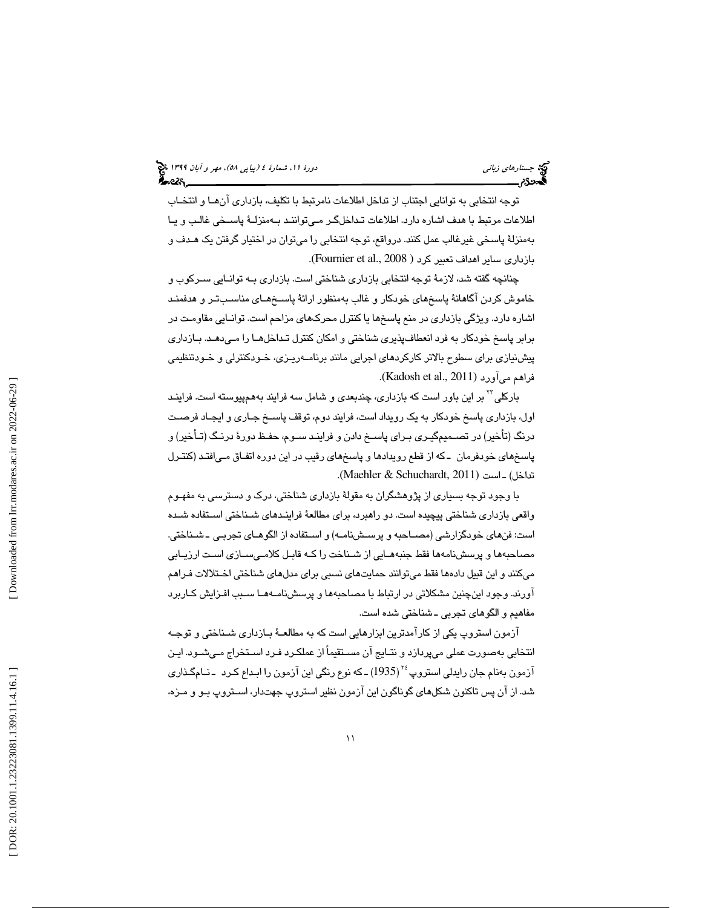توجه انتخابی به توانایی اجتناب از تداخل اطلاعات نامرتبط با تکلیف، بازداری آن‌ها و انتخاب اطلاعات مرتبط با هدف اشاره دارد. اطلاعات تداخل‌گر می‌توانند به‌منزلهٔ پاسخی غالب و یا به‌منزلهٔ پاسخی غیرغالب عمل کنند. درواقع، توجه انتخابی را می‌توان در اختیار گرفتن یک هدف و بازداری سایر اهداف تعبیر کرد (Fournier et al., 2008).

چنانچه گفته شد، لازمهٔ توجه انتخابی بازداری شناختی است. بازداری به توانایی سرکوب و خاموش کردن آگاهانهٔ پاسخ‌های خودکار و غالب به‌منظور ارائهٔ پاسخ‌های مناسب‌تر و هدفمند اشاره دارد. ویژگی بازداری در منع پاسخ‌ها یا کنترل محرک‌های مزاحم است. توانایی مقاومت در برابر پاسخ خودکار به فرد انعطاف‌پذیری شناختی و امکان کنترل تداخل‌ها را می‌دهد. بازداری پیش‌نیازی برای سطوح بالاتر کارکردهای اجرایی مانند برنامه‌ریزی، خودکنترلی و خودتنظیمی فراهم می‌آورد (Kadosh et al., 2011).

بارکلی[23] بر این باور است که بازداری، چندبعدی و شامل سه فرایند به‌هم‌پیوسته است. فرایند اول، بازداری پاسخ خودکار به یک رویداد است، فرایند دوم، توقف پاسخ جاری و ایجاد فرصت درنگ (تأخیر) در تصمیم‌گیری برای پاسخ دادن و فرایند سوم، حفظ دورهٔ درنگ (تأخیر) و پاسخ‌های خودفرمان ـ که از قطع رویدادها و پاسخ‌های رقیب در این دوره اتفاق می‌افتد (کنترل تداخل) ـ است (Maehler & Schuchardt, 2011).

با وجود توجه بسیاری از پژوهشگران به مقولهٔ بازداری شناختی، درک و دسترسی به مفهوم واقعی بازداری شناختی پیچیده است. دو راهبرد، برای مطالعهٔ فرایندهای شناختی استفاده شده است: فن‌های خودگزارشی (مصاحبه و پرسش‌نامه) و استفاده از الگوهای تجربی ـ شناختی. مصاحبه‌ها و پرسش‌نامه‌ها فقط جنبه‌هایی از شناخت را که قابل کلامی‌سازی است ارزیابی می‌کنند و این قبیل داده‌ها فقط می‌توانند حمایت‌های نسبی برای مدل‌های شناختی اختلالات فراهم آورند. وجود این‌چنین مشکلاتی در ارتباط با مصاحبه‌ها و پرسش‌نامه‌ها سبب افزایش کاربرد مفاهیم و الگوهای تجربی ـ شناختی شده است.

آزمون استروپ یکی از کارآمدترین ابزارهایی است که به مطالعهٔ بازداری شناختی و توجه انتخابی به‌صورت عملی می‌پردازد و نتایج آن مستقیماً از عملکرد فرد استخراج می‌شود. این آزمون به‌نام جان رایدلی استروپ[24] (1935) ـ که نوع رنگی این آزمون را ابداع کرد ـ نام‌گذاری شد. از آن پس تاکنون شکل‌های گوناگون این آزمون نظیر استروپ جهت‌دار، استروپ بو و مزه،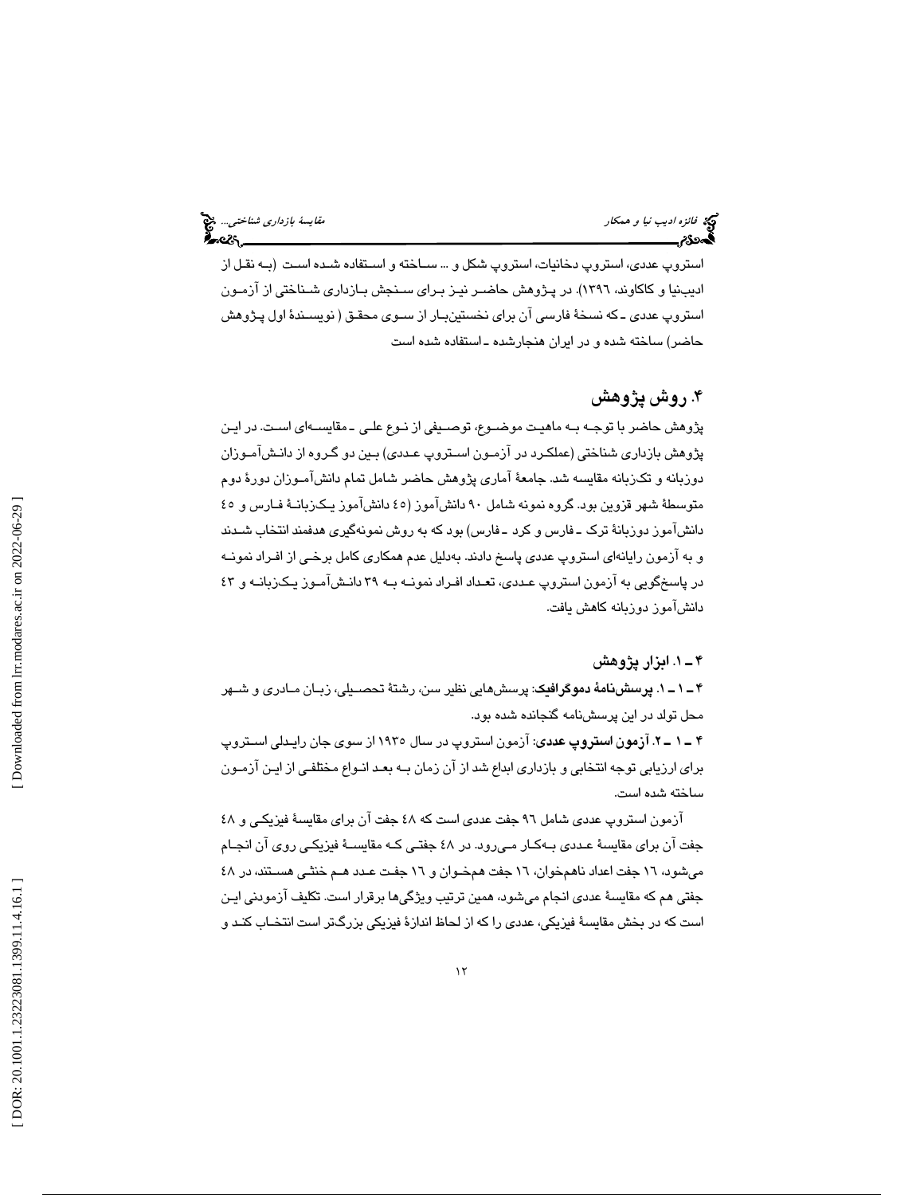استروپ عددی، استروپ دخانیات، استروپ شکل و ... ساخته و استفاده شده است (به نقل از ادیب‌نیا و کاکاوند، ۱۳۹۶). در پژوهش حاضر نیز برای سنجش بازداری شناختی از آزمون استروپ عددی ـ که نسخهٔ فارسی آن برای نخستین‌بار از سوی محقق ( نویسندهٔ اول پژوهش حاضر) ساخته شده و در ایران هنجارشده ـ استفاده شده است

## ۴. روش پژوهش

پژوهش حاضر با توجه به ماهیت موضوع، توصیفی از نوع علی ـ مقایسه‌ای است. در این پژوهش بازداری شناختی (عملکرد در آزمون استروپ عددی) بین دو گروه از دانش‌آموزان دوزبانه و تکزبانه مقایسه شد. جامعهٔ آماری پژوهش حاضر شامل تمام دانش‌آموزان دورهٔ دوم متوسطهٔ شهر قزوین بود. گروه نمونه شامل ۹۰ دانش‌آموز (٤٥ دانش‌آموز یک‌زبانهٔ فارس و ٤٥ دانش‌آموز دوزبانهٔ ترک ـ فارس و کرد ـ فارس) بود که به روش نمونه‌گیری هدفمند انتخاب شدند و به آزمون رایانه‌ای استروپ عددی پاسخ دادند. به‌دلیل عدم همکاری کامل برخی از افراد نمونه در پاسخ‌گویی به آزمون استروپ عددی، تعداد افراد نمونه به ۳۹ دانش‌آموز یک‌زبانه و ٤۳ دانش‌آموز دوزبانه کاهش یافت.

### ۴ ـ ۱. ابزار پژوهش

۴ ـ ۱ ـ ۱. **پرسش‌نامهٔ دموگرافیک**: پرسش‌هایی نظیر سن، رشتهٔ تحصیلی، زبان مادری و شهر محل تولد در این پرسش‌نامه گنجانده شده بود.

۴ ـ ۱ ـ ۲. **آزمون استروپ عددی**: آزمون استروپ در سال ۱۹۳۵ از سوی جان رایدلی استروپ برای ارزیابی توجه انتخابی و بازداری ابداع شد از آن زمان به بعد انواع مختلفی از این آزمون ساخته شده است.

آزمون استروپ عددی شامل ۹٦ جفت عددی است که ٤٨ جفت آن برای مقایسهٔ فیزیکی و ٤٨ جفت آن برای مقایسهٔ عددی به‌کار می‌رود. در ٤٨ جفتی که مقایسهٔ فیزیکی روی آن انجام می‌شود، ١٦ جفت اعداد ناهم‌خوان، ١٦ جفت هم‌خوان و ١٦ جفت عدد هم خنثی هستند، در ٤٨ جفتی هم که مقایسهٔ عددی انجام می‌شود، همین ترتیب ویژگی‌ها برقرار است. تکلیف آزمودنی این است که در بخش مقایسهٔ فیزیکی، عددی را که از لحاظ اندازهٔ فیزیکی بزرگ‌تر است انتخاب کند و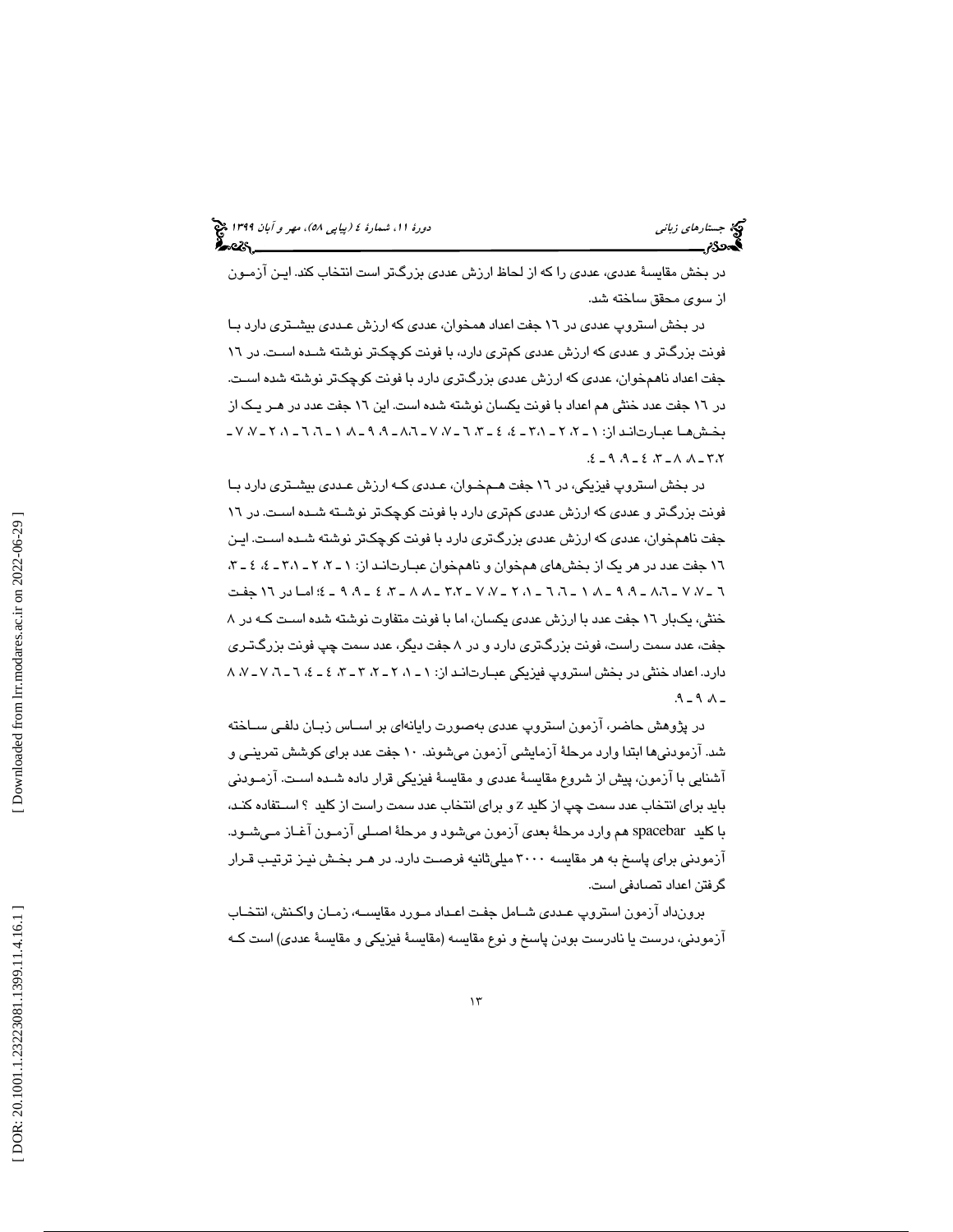در بخش مقایسهٔ عددی، عددی را که از لحاظ ارزش عددی بزرگ‌تر است انتخاب کند. این آزمون از سوی محقق ساخته شد.

در بخش استروپ عددی در ۱٦ جفت اعداد همخوان، عددی که ارزش عددی بیشتری دارد با فونت بزرگ‌تر و عددی که ارزش عددی کم‌تری دارد، با فونت کوچک‌تر نوشته شده است. در ۱٦ جفت اعداد ناهمخوان، عددی که ارزش عددی بزرگ‌تری دارد با فونت کوچک‌تر نوشته شده است. در ۱٦ جفت عدد خنثی هم اعداد با فونت یکسان نوشته شده است. این ۱٦ جفت عدد در هر یک از بخش‌ها عبارت‌اند از: ۱ ـ ۲، ۲ ـ ۳، ۱ ـ ٤، ٤ ـ ۳، ٦ ـ ۷، ۷ ـ ۷، ۷ ـ ٨، ٦ ـ ۹، ۹ ـ ٨، ١ ـ ٦، ٦ ـ ١، ٢ ـ ٧، ٧ ـ ٢، ٣ ـ ٨، ٨ ـ ٣، ٤ ـ ٩، ٩ ـ ٤.

در بخش استروپ فیزیکی، در ۱٦ جفت همخوان، عددی که ارزش عددی بیشتری دارد با فونت بزرگ‌تر و عددی که ارزش عددی کم‌تری دارد با فونت کوچک‌تر نوشته شده است. در ۱٦ جفت ناهمخوان، عددی که ارزش عددی بزرگ‌تری دارد با فونت کوچک‌تر نوشته شده است. این ۱٦ جفت عدد در هر یک از بخش‌های همخوان و ناهمخوان عبارت‌اند از: ۱ ـ ۲، ۲ ـ ۱، ۳ ـ ٤، ٤ ـ ۳، ٦ ـ ۷، ۷ ـ ٦، ٨ ـ ۹، ۹ ـ ٨، ١ ـ ٦، ٦ ـ ١، ٢ ـ ٧، ٧ ـ ٢، ٣ ـ ٨، ٨ ـ ٣، ٤ ـ ٩، ٩ ـ ٤؛ اما در ۱٦ جفت خنثی، یک‌بار ۱٦ جفت عدد با ارزش عددی یکسان، اما با فونت متفاوت نوشته شده است که در ٨ جفت، عدد سمت راست، فونت بزرگ‌تری دارد و در ٨ جفت دیگر، عدد سمت چپ فونت بزرگ‌تری دارد. اعداد خنثی در بخش استروپ فیزیکی عبارت‌اند از: ۱ ـ ۱، ۲ ـ ۲، ۳ ـ ۳، ٤ ـ ٤، ٦ ـ ٦، ۷ ـ ۷، ٨ ـ ٨، ۹ ـ ۹.

در پژوهش حاضر، آزمون استروپ عددی به‌صورت رایانه‌ای بر اساس زبان دلفی ساخته شد. آزمودنی‌ها ابتدا وارد مرحلهٔ آزمایشی آزمون می‌شوند. ۱۰ جفت عدد برای کوشش تمرینی و آشنایی با آزمون، پیش از شروع مقایسهٔ عددی و مقایسهٔ فیزیکی قرار داده شده است. آزمودنی باید برای انتخاب عدد سمت چپ از کلید z و برای انتخاب عدد سمت راست از کلید ؟ استفاده کند، با کلید spacebar هم وارد مرحلهٔ بعدی آزمون می‌شود و مرحلهٔ اصلی آزمون آغاز می‌شود. آزمودنی برای پاسخ به هر مقایسه ۳۰۰۰ میلی‌ثانیه فرصت دارد. در هر بخش نیز ترتیب قرار گرفتن اعداد تصادفی است.

برونداد آزمون استروپ عددی شامل جفت اعداد مورد مقایسه، زمان واکنش، انتخاب آزمودنی، درست یا نادرست بودن پاسخ و نوع مقایسه (مقایسهٔ فیزیکی و مقایسهٔ عددی) است که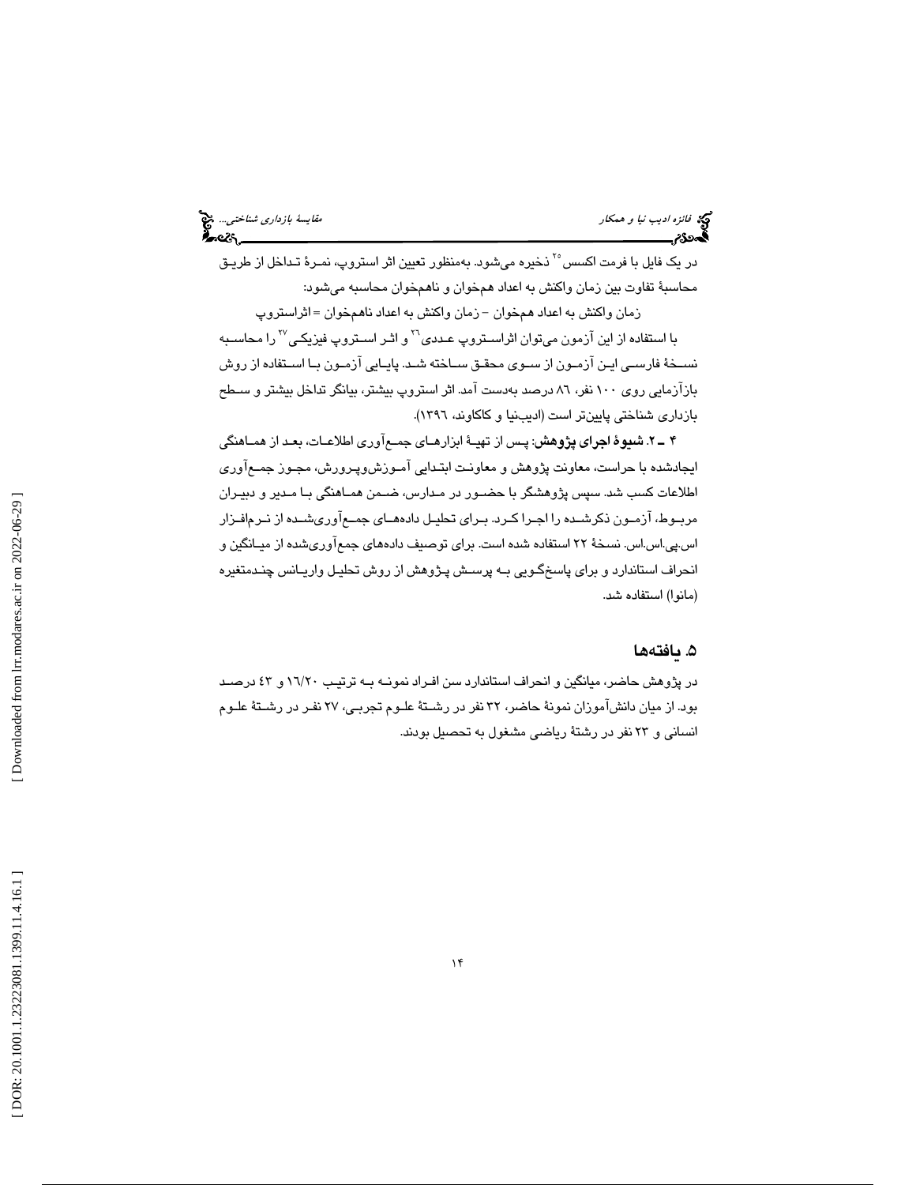در یک فایل با فرمت اکسس[25] ذخیره می‌شود. به‌منظور تعیین اثر استروپ، نمرهٔ تداخل از طریق محاسبهٔ تفاوت بین زمان واکنش به اعداد هم‌خوان و ناهم‌خوان محاسبه می‌شود:

زمان واکنش به اعداد هم‌خوان – زمان واکنش به اعداد ناهم‌خوان = اثراستروپ

با استفاده از این آزمون می‌توان اثراستروپ عددی[26] و اثر استروپ فیزیکی[27] را محاسبه نسخهٔ فارسی این آزمون از سوی محقق ساخته شد. پایایی آزمون با استفاده از روش بازآزمایی روی ۱۰۰ نفر، ۸٦ درصد به‌دست آمد. اثر استروپ بیشتر، بیانگر تداخل بیشتر و سطح بازداری شناختی پایین‌تر است (ادیب‌نیا و کاکاوند، ۱۳۹٦).

**۴ ـ ۲. شیوهٔ اجرای پژوهش:** پس از تهیهٔ ابزارهای جمع‌آوری اطلاعات، بعد از هماهنگی ایجادشده با حراست، معاونت پژوهش و معاونت ابتدایی آموزش‌وپرورش، مجوز جمع‌آوری اطلاعات کسب شد. سپس پژوهشگر با حضور در مدارس، ضمن هماهنگی با مدیر و دبیران مربوط، آزمون ذکرشده را اجرا کرد. برای تحلیل داده‌های جمع‌آوری‌شده از نرم‌افزار اس.پی.اس.اس. نسخهٔ ۲۲ استفاده شده است. برای توصیف داده‌های جمع‌آوری‌شده از میانگین و انحراف استاندارد و برای پاسخ‌گویی به پرسش پژوهش از روش تحلیل واریانس چندمتغیره (مانوا) استفاده شد.

## ۵. یافته‌ها

در پژوهش حاضر، میانگین و انحراف استاندارد سن افراد نمونه به ترتیب ۱٦/۲۰ و ٤۳ درصد بود. از میان دانش‌آموزان نمونهٔ حاضر، ۳۲ نفر در رشتهٔ علوم تجربی، ۲۷ نفر در رشتهٔ علوم انسانی و ۲۳ نفر در رشتهٔ ریاضی مشغول به تحصیل بودند.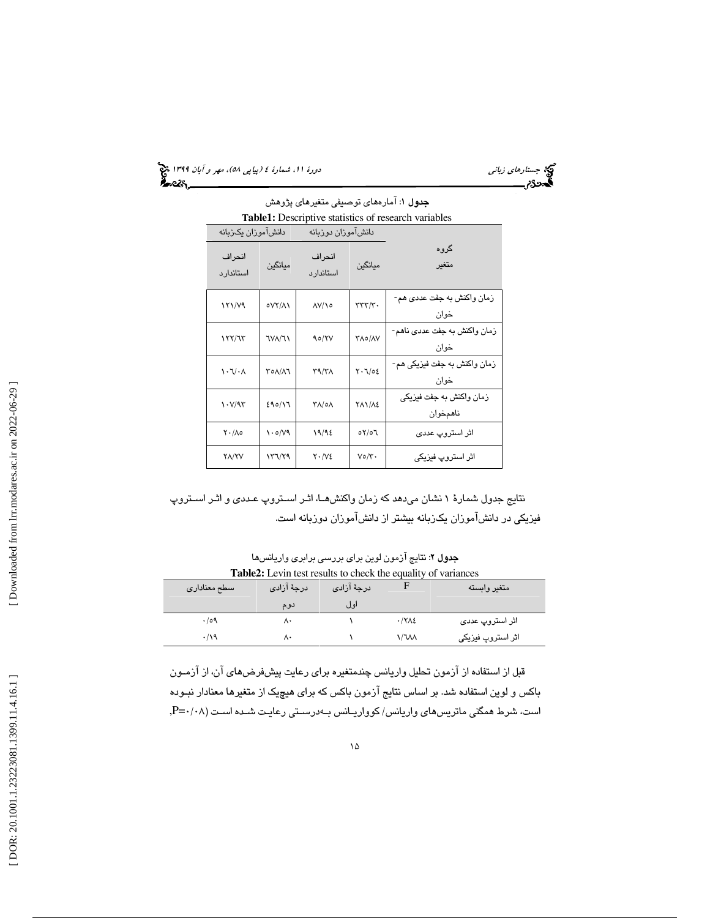**جدول ۱**: آماره‌های توصیفی متغیرهای پژوهش

**Table1:** Descriptive statistics of research variables

| گروه / متغیر | دانش‌آموزان دوزبانه | | دانش‌آموزان یک‌زبانه | |
|---|---|---|---|---|
| | میانگین | انحراف استاندارد | میانگین | انحراف استاندارد |
| زمان واکنش به جفت عددی هم-خوان | ۳۳۳/۳۰ | ۸۷/۱۵ | ۵۷۲/۸۱ | ۱۲۱/۷۹ |
| زمان واکنش به جفت عددی ناهم-خوان | ۳۸۵/۸۷ | ۹۵/۲۷ | ٦۷۸/٦۱ | ۱۲۲/٦۳ |
| زمان واکنش به جفت فیزیکی هم-خوان | ۲۰٦/٥٤ | ۳۹/۳۸ | ۳۵۸/۸٦ | ۱۰٦/۰۸ |
| زمان واکنش به جفت فیزیکی ناهمخوان | ۲۸۱/۸٤ | ۳۸/٥۸ | ٤۹٥/۱٦ | ۱۰۷/۹۳ |
| اثر استروپ عددی | ٥۲/٥٦ | ۱۹/۹٤ | ۱۰٥/۷۹ | ۲۰/۸٥ |
| اثر استروپ فیزیکی | ۷٥/۳۰ | ۲۰/۷٤ | ۱۳٦/۲۹ | ۲۸/۲۷ |

نتایج جدول شمارهٔ ۱ نشان می‌دهد که زمان واکنش‌ها، اثر استروپ عددی و اثر استروپ فیزیکی در دانش‌آموزان یک‌زبانه بیشتر از دانش‌آموزان دوزبانه است.

**جدول ۲**: نتایج آزمون لوین برای بررسی برابری واریانس‌ها

**Table2:** Levin test results to check the equality of variances

| متغیر وابسته | F | درجهٔ آزادی اول | درجهٔ آزادی دوم | سطح معناداری |
|---|---|---|---|---|
| اثر استروپ عددی | ۰/۲۸٤ | ۱ | ۸۰ | ۰/٥۹ |
| اثر استروپ فیزیکی | ۱/٦۸۸ | ۱ | ۸۰ | ۰/۱۹ |

قبل از استفاده از آزمون تحلیل واریانس چندمتغیره برای رعایت پیش‌فرض‌های آن، از آزمون باکس و لوین استفاده شد. بر اساس نتایج آزمون باکس که برای هیچ‌یک از متغیرها معنادار نبوده است، شرط همگنی ماتریس‌های واریانس/ کوواریانس به‌درستی رعایت شده است (P=۰/۰۸,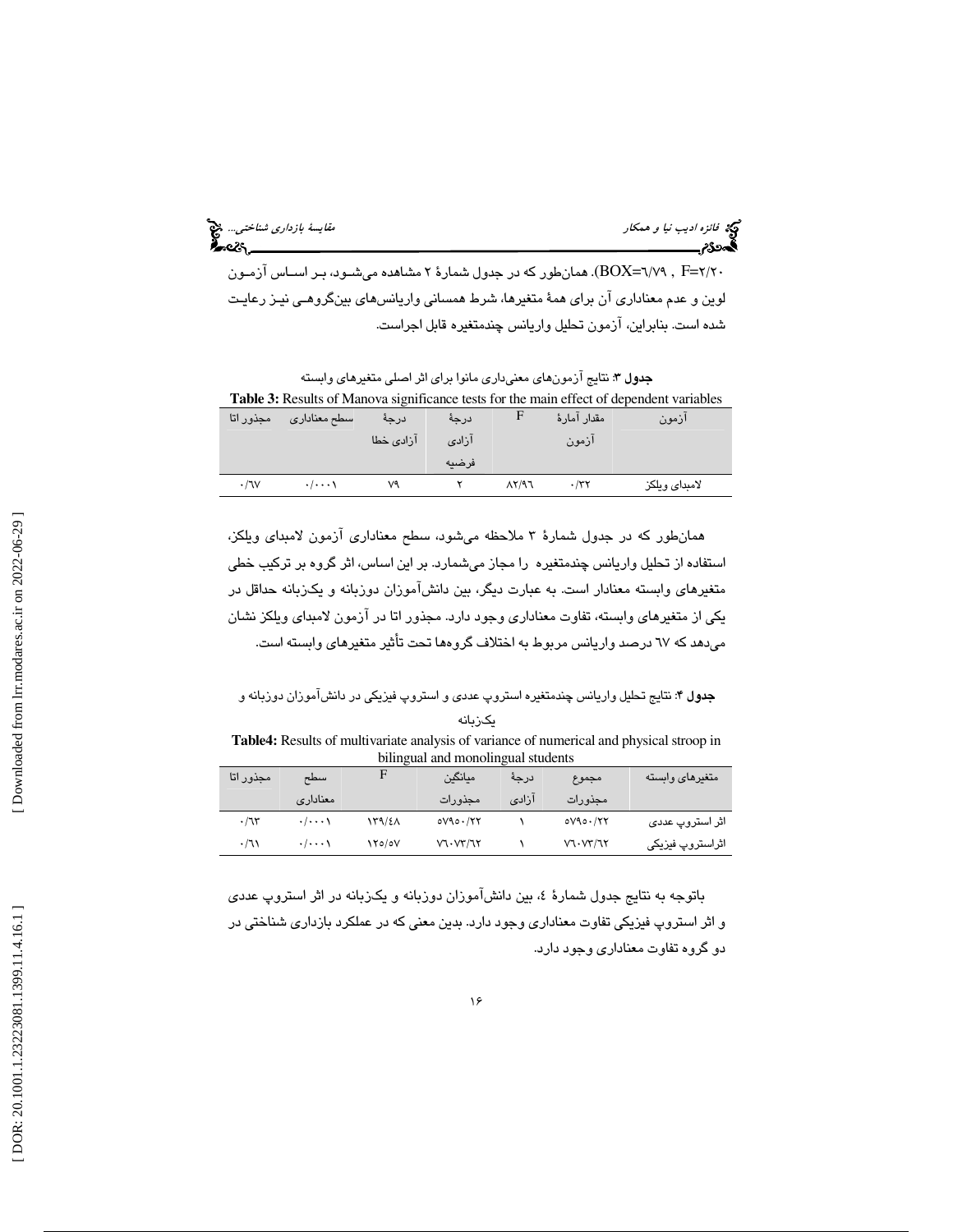(BOX=۶/۷۹ , F=۲/۲۰). همان‌طور که در جدول شمارهٔ ۲ مشاهده می‌شـود، بـر اسـاس آزمـون لوین و عدم معناداری آن برای همهٔ متغیرها، شرط همسانی واریانس‌های بین‌گروهـی نیـز رعایـت شده است. بنابراین، آزمون تحلیل واریانس چندمتغیره قابل اجراست.

**جدول ۳**: نتایج آزمون‌های معنی‌داری مانوا برای اثر اصلی متغیرهای وابسته

**Table 3:** Results of Manova significance tests for the main effect of dependent variables

| آزمون | مقدار آمارهٔ آزمون | F | درجهٔ آزادی فرضیه | درجهٔ آزادی خطا | سطح معناداری | مجذور اتا |
|---|---|---|---|---|---|---|
| لامبدای ویلکز | ۰/۳۲ | ۸۲/۹۶ | ۲ | ۷۹ | ۰/۰۰۰۱ | ۰/۶۷ |

همان‌طور که در جدول شمارهٔ ۳ ملاحظه می‌شود، سطح معناداری آزمون لامبدای ویلکز، استفاده از تحلیل واریانس چندمتغیره را مجاز می‌شمارد. بر این اساس، اثر گروه بر ترکیب خطی متغیرهای وابسته معنادار است. به عبارت دیگر، بین دانش‌آموزان دوزبانه و یک‌زبانه حداقل در یکی از متغیرهای وابسته، تفاوت معناداری وجود دارد. مجذور اتا در آزمون لامبدای ویلکز نشان می‌دهد که ۶۷ درصد واریانس مربوط به اختلاف گروه‌ها تحت تأثیر متغیرهای وابسته است.

**جدول ۴**: نتایج تحلیل واریانس چندمتغیره استروپ عددی و استروپ فیزیکی در دانش‌آموزان دوزبانه و یک‌زبانه

**Table4:** Results of multivariate analysis of variance of numerical and physical stroop in bilingual and monolingual students

| متغیرهای وابسته | مجموع مجذورات | درجهٔ آزادی | میانگین مجذورات | F | سطح معناداری | مجذور اتا |
|---|---|---|---|---|---|---|
| اثر استروپ عددی | ۵۷۹۵۰/۲۲ | ۱ | ۵۷۹۵۰/۲۲ | ۱۳۹/۴۸ | ۰/۰۰۰۱ | ۰/۶۳ |
| اثراستروپ فیزیکی | ۷۶۰۷۳/۶۲ | ۱ | ۷۶۰۷۳/۶۲ | ۱۲۵/۵۷ | ۰/۰۰۰۱ | ۰/۶۱ |

باتوجه به نتایج جدول شمارهٔ ٤، بین دانش‌آموزان دوزبانه و یک‌زبانه در اثر استروپ عددی و اثر استروپ فیزیکی تفاوت معناداری وجود دارد. بدین معنی که در عملکرد بازداری شناختی در دو گروه تفاوت معناداری وجود دارد.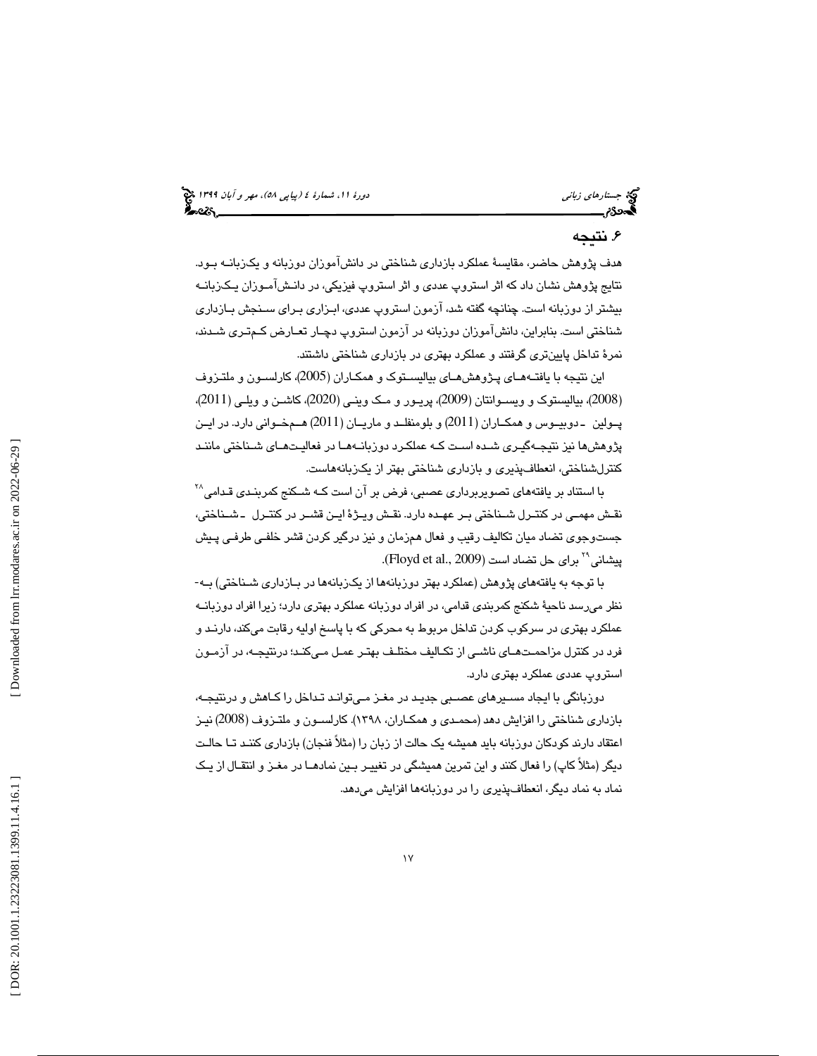## ۶. نتیجه

هدف پژوهش حاضر، مقایسهٔ عملکرد بازداری شناختی در دانش‌آموزان دوزبانه و یک‌زبانه بود. نتایج پژوهش نشان داد که اثر استروپ عددی و اثر استروپ فیزیکی، در دانش‌آموزان یک‌زبانه بیشتر از دوزبانه است. چنانچه گفته شد، آزمون استروپ عددی، ابزاری برای سنجش بازداری شناختی است. بنابراین، دانش‌آموزان دوزبانه در آزمون استروپ دچار تعارض کم‌تری شدند، نمرهٔ تداخل پایین‌تری گرفتند و عملکرد بهتری در بازداری شناختی داشتند.

این نتیجه با یافته‌های پژوهش‌های بیالیستوک و همکاران (2005)، کارلسون و ملتزوف (2008)، بیالیستوک و ویسوانتان (2009)، پریور و مک وینی (2020)، کاشن و ویلی (2011)، پولین ـ دوبیوس و همکاران (2011) و بلومنفلد و ماریان (2011) هم‌خوانی دارد. در این پژوهش‌ها نیز نتیجه‌گیری شده است که عملکرد دوزبانه‌ها در فعالیت‌های شناختی مانند کنترل‌شناختی، انعطاف‌پذیری و بازداری شناختی بهتر از یک‌زبانه‌هاست.

با استناد بر یافته‌های تصویربرداری عصبی، فرض بر آن است که شکنج کمربندی قدامی[28] نقش مهمی در کنترل شناختی بر عهده دارد. نقش ویژهٔ این قشر در کنترل ـ شناختی، جست‌وجوی تضاد میان تکالیف رقیب و فعال هم‌زمان و نیز درگیر کردن قشر خلفی طرفی پیش پیشانی[29] برای حل تضاد است (Floyd et al., 2009).

با توجه به یافته‌های پژوهش (عملکرد بهتر دوزبانه‌ها از یک‌زبانه‌ها در بازداری شناختی) به‌نظر می‌رسد ناحیهٔ شکنج کمربندی قدامی، در افراد دوزبانه عملکرد بهتری دارد؛ زیرا افراد دوزبانه عملکرد بهتری در سرکوب کردن تداخل مربوط به محرکی که با پاسخ اولیه رقابت می‌کند، دارند و فرد در کنترل مزاحمت‌های ناشی از تکالیف مختلف بهتر عمل می‌کند؛ درنتیجه، در آزمون استروپ عددی عملکرد بهتری دارد.

دوزبانگی با ایجاد مسیرهای عصبی جدید در مغز می‌تواند تداخل را کاهش و درنتیجه، بازداری شناختی را افزایش دهد (محمدی و همکاران، ۱۳۹۸). کارلسون و ملتزوف (2008) نیز اعتقاد دارند کودکان دوزبانه باید همیشه یک حالت از زبان را (مثلاً فنجان) بازداری کنند تا حالت دیگر (مثلاً کاپ) را فعال کنند و این تمرین همیشگی در تغییر بین نمادها در مغز و انتقال از یک نماد به نماد دیگر، انعطاف‌پذیری را در دوزبانه‌ها افزایش می‌دهد.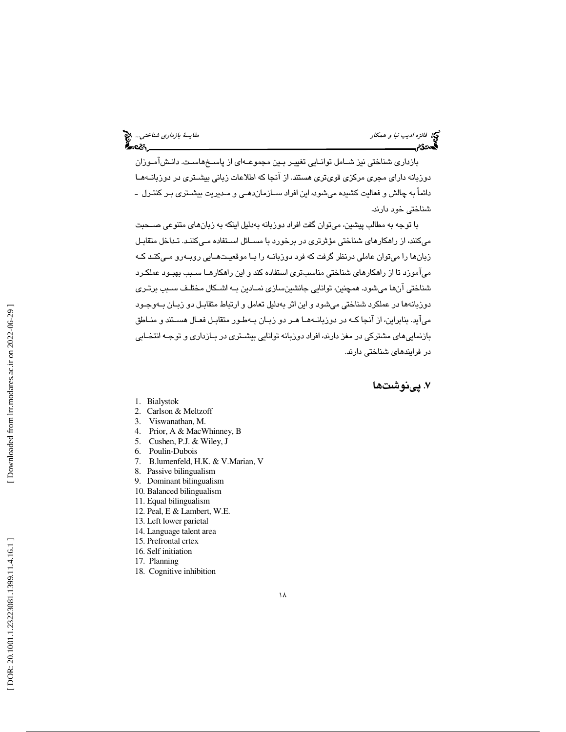بازداری شناختی نیز شامل توانایی تغییر بین مجموعه‌ای از پاسخ‌هاست. دانش‌آموزان دوزبانه دارای مجری مرکزی قوی‌تری هستند. از آنجا که اطلاعات زبانی بیشتری در دوزبانه‌ها دائماً به چالش و فعالیت کشیده می‌شود، این افراد سازمان‌دهی و مدیریت بیشتری بر کنترل ـ شناختی خود دارند.

با توجه به مطالب پیشین، می‌توان گفت افراد دوزبانه به‌دلیل اینکه به زبان‌های متنوعی صحبت می‌کنند، از راهکارهای شناختی مؤثرتری در برخورد با مسائل استفاده می‌کنند. تداخل متقابل زبان‌ها را می‌توان عاملی درنظر گرفت که فرد دوزبانه را با موقعیت‌هایی روبه‌رو می‌کند که می‌آموزد تا از راهکارهای شناختی مناسب‌تری استفاده کند و این راهکارها سبب بهبود عملکرد شناختی آن‌ها می‌شود. همچنین، توانایی جانشین‌سازی نمادین به اشکال مختلف سبب برتری دوزبانه‌ها در عملکرد شناختی می‌شود و این اثر به‌دلیل تعامل و ارتباط متقابل دو زبان به‌وجود می‌آید. بنابراین، از آنجا که در دوزبانه‌ها هر دو زبان به‌طور متقابل فعال هستند و مناطق بازنمایی‌های مشترکی در مغز دارند، افراد دوزبانه توانایی بیشتری در بازداری و توجه انتخابی در فرایندهای شناختی دارند.

## ۷. پی‌نوشت‌ها

1. Bialystok
2. Carlson & Meltzoff
3. Viswanathan, M.
4. Prior, A & MacWhinney, B
5. Cushen, P.J. & Wiley, J
6. Poulin-Dubois
7. B.lumenfeld, H.K. & V.Marian, V
8. Passive bilingualism
9. Dominant bilingualism
10. Balanced bilingualism
11. Equal bilingualism
12. Peal, E & Lambert, W.E.
13. Left lower parietal
14. Language talent area
15. Prefrontal crtex
16. Self initiation
17. Planning
18. Cognitive inhibition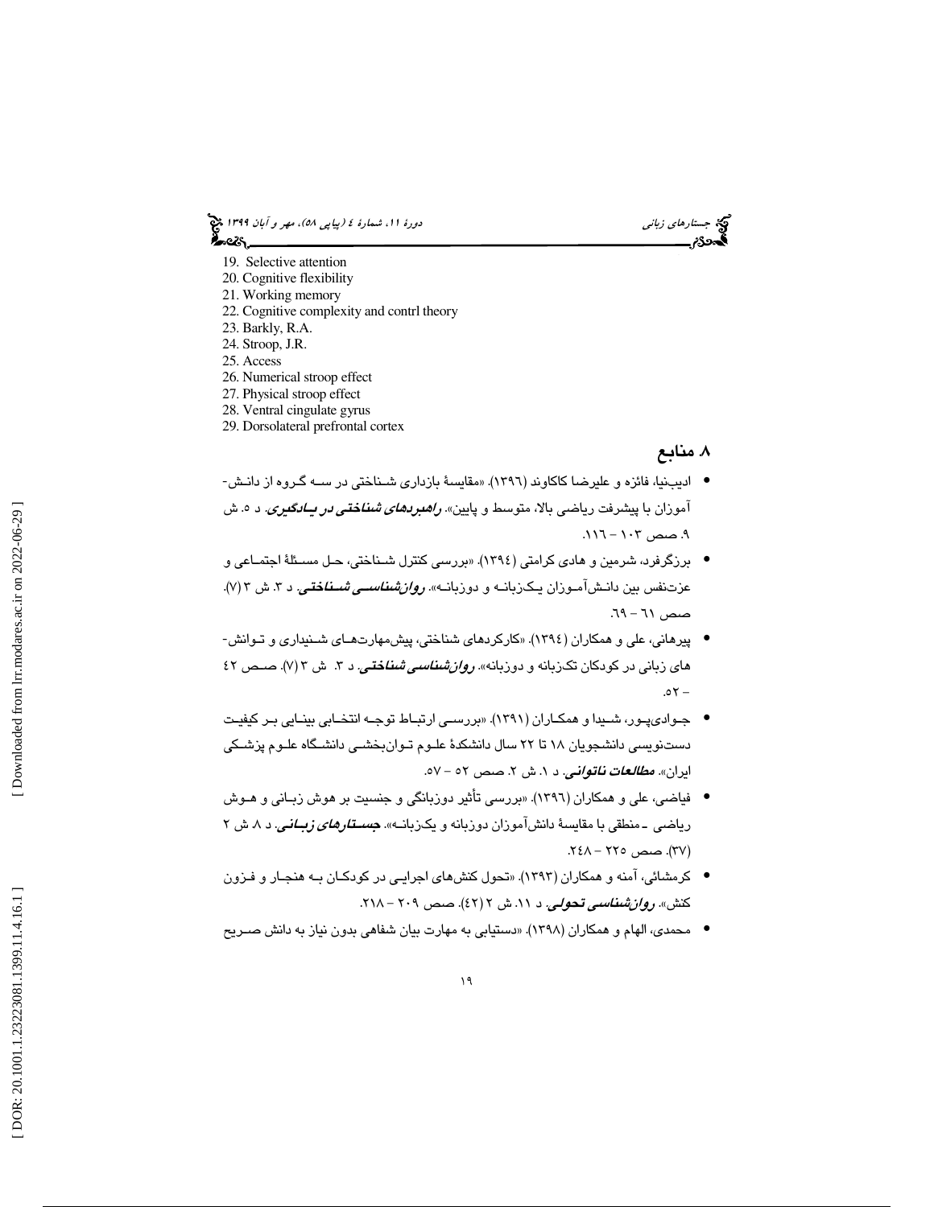19. Selective attention
20. Cognitive flexibility
21. Working memory
22. Cognitive complexity and contrl theory
23. Barkly, R.A.
24. Stroop, J.R.
25. Access
26. Numerical stroop effect
27. Physical stroop effect
28. Ventral cingulate gyrus
29. Dorsolateral prefrontal cortex

## ۸. منابع

- ادیب‌نیا، فائزه و علیرضا کاکاوند (۱۳۹٦). «مقایسهٔ بازداری شناختی در سه گروه از دانش-آموزان با پیشرفت ریاضی بالا، متوسط و پایین». ***راهبردهای شناختی در یادگیری***. د ٥. ش ۹. صص ۱۰۳ – ۱۱٦.
- برزگرفرد، شرمین و هادی کرامتی (۱۳۹٤). «بررسی کنترل شناختی، حل مسئلهٔ اجتماعی و عزت‌نفس بین دانش‌آموزان یک‌زبانه و دوزبانه». ***روان‌شناسی شناختی***. د ۳. ش ۳ (۷). صص ٦۱ – ٦۹.
- پیرهانی، علی و همکاران (۱۳۹٤). «کارکردهای شناختی، پیش‌مهارت‌های شنیداری و توانش-های زبانی در کودکان تک‌زبانه و دوزبانه». ***روان‌شناسی شناختی***. د ۳. ش ۳ (۷). صص ٤۲ – ٥۲.
- جوادی‌پور، شیدا و همکاران (۱۳۹۱). «بررسی ارتباط توجه انتخابی بینایی بر کیفیت دست‌نویسی دانشجویان ۱۸ تا ۲۲ سال دانشکدهٔ علوم توان‌بخشی دانشگاه علوم پزشکی ایران». ***مطالعات ناتوانی***. د ۱. ش ۲. صص ٥۲ – ٥۷.
- فیاضی، علی و همکاران (۱۳۹٦). «بررسی تأثیر دوزبانگی و جنسیت بر هوش زبانی و هوش ریاضی ـ منطقی با مقایسهٔ دانش‌آموزان دوزبانه و یک‌زبانه». ***جستارهای زبانی***. د ۸. ش ۲ (۳۷). صص ۲۲٥ – ۲٤۸.
- کرمشائی، آمنه و همکاران (۱۳۹۳). «تحول کنش‌های اجرایی در کودکان به هنجار و فزون کنش». ***روان‌شناسی تحولی***. د ۱۱. ش ۲ (٤۲). صص ۲۰۹ – ۲۱۸.
- محمدی، الهام و همکاران (۱۳۹۸). «دستیابی به مهارت بیان شفاهی بدون نیاز به دانش صریح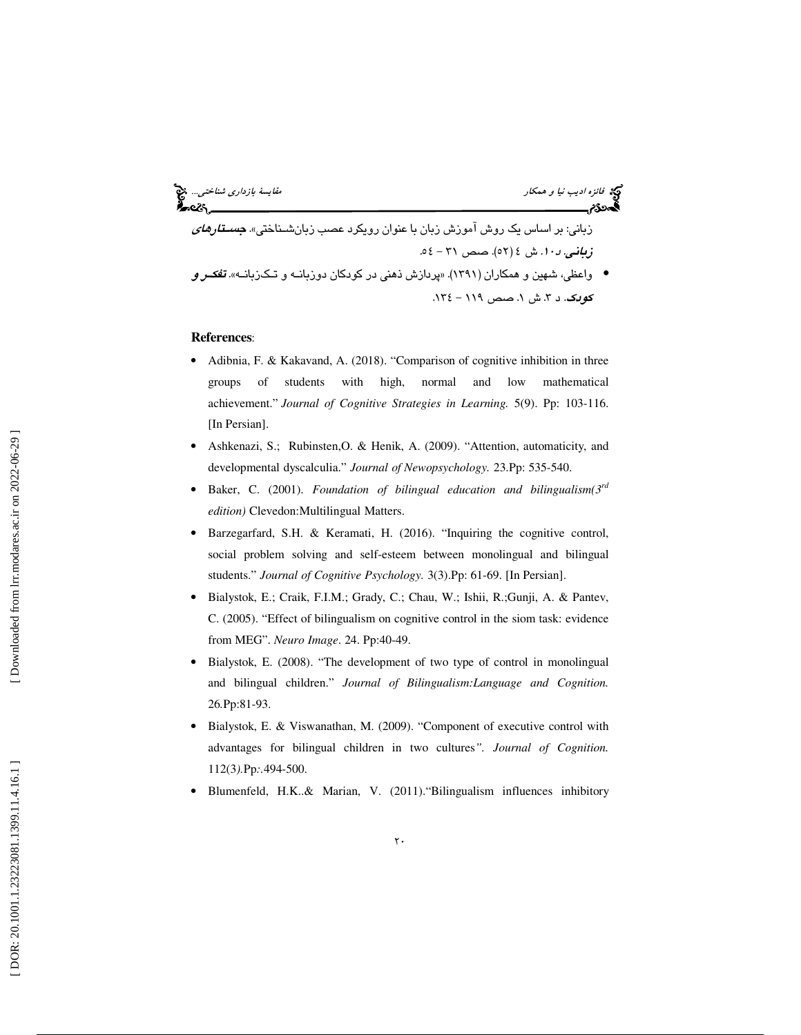زبانی: بر اساس یک روش آموزش زبان با عنوان رویکرد عصب زبان‌شناختی». **جستارهای زبانی**. د ۱۰. ش ٤ (٥٢). صص ۳۱ – ٥٤.

- واعظی، شهین و همکاران (۱۳۹۱). «پردازش ذهنی در کودکان دوزبانه و تک‌زبانه». **تفکر و کودک**. د ۳. ش ۱. صص ۱۱۹ – ۱۳٤.

**References**:

- Adibnia, F. & Kakavand, A. (2018). "Comparison of cognitive inhibition in three groups of students with high, normal and low mathematical achievement." *Journal of Cognitive Strategies in Learning.* 5(9). Pp: 103-116. [In Persian].
- Ashkenazi, S.; Rubinsten,O. & Henik, A. (2009). "Attention, automaticity, and developmental dyscalculia." *Journal of Newopsychology.* 23.Pp: 535-540.
- Baker, C. (2001). *Foundation of bilingual education and bilingualism(3rd edition)* Clevedon:Multilingual Matters.
- Barzegarfard, S.H. & Keramati, H. (2016). "Inquiring the cognitive control, social problem solving and self-esteem between monolingual and bilingual students." *Journal of Cognitive Psychology.* 3(3).Pp: 61-69. [In Persian].
- Bialystok, E.; Craik, F.I.M.; Grady, C.; Chau, W.; Ishii, R.;Gunji, A. & Pantev, C. (2005). "Effect of bilingualism on cognitive control in the siom task: evidence from MEG". *Neuro Image*. 24. Pp:40-49.
- Bialystok, E. (2008). "The development of two type of control in monolingual and bilingual children." *Journal of Bilingualism:Language and Cognition.* 26.Pp:81-93.
- Bialystok, E. & Viswanathan, M. (2009). "Component of executive control with advantages for bilingual children in two cultures". *Journal of Cognition.* 112(3).Pp:.494-500.
- Blumenfeld, H.K..& Marian, V. (2011)."Bilingualism influences inhibitory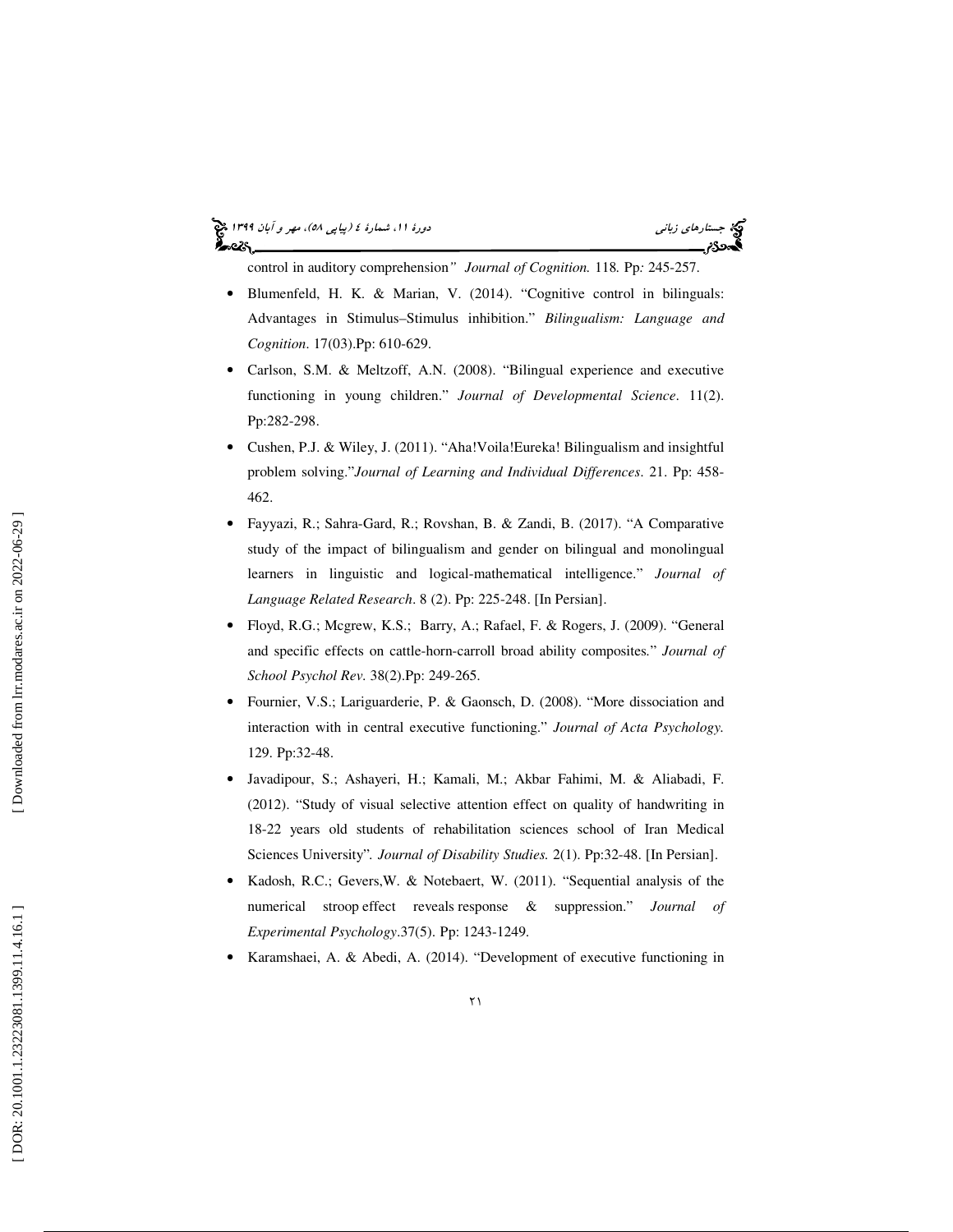control in auditory comprehension" *Journal of Cognition.* 118*.* Pp*:* 245-257.

- Blumenfeld, H. K. & Marian, V. (2014). "Cognitive control in bilinguals: Advantages in Stimulus–Stimulus inhibition." *Bilingualism: Language and Cognition*. 17(03).Pp: 610-629.
- Carlson, S.M. & Meltzoff, A.N. (2008). "Bilingual experience and executive functioning in young children." *Journal of Developmental Science*. 11(2). Pp:282-298.
- Cushen, P.J. & Wiley, J. (2011). "Aha!Voila!Eureka! Bilingualism and insightful problem solving."*Journal of Learning and Individual Differences*. 21. Pp: 458-462.
- Fayyazi, R.; Sahra-Gard, R.; Rovshan, B. & Zandi, B. (2017). "A Comparative study of the impact of bilingualism and gender on bilingual and monolingual learners in linguistic and logical-mathematical intelligence." *Journal of Language Related Research*. 8 (2). Pp: 225-248. [In Persian].
- Floyd, R.G.; Mcgrew, K.S.; Barry, A.; Rafael, F. & Rogers, J. (2009). "General and specific effects on cattle-horn-carroll broad ability composites." *Journal of School Psychol Rev*. 38(2).Pp: 249-265.
- Fournier, V.S.; Lariguarderie, P. & Gaonsch, D. (2008). "More dissociation and interaction with in central executive functioning." *Journal of Acta Psychology.* 129. Pp:32-48.
- Javadipour, S.; Ashayeri, H.; Kamali, M.; Akbar Fahimi, M. & Aliabadi, F. (2012). "Study of visual selective attention effect on quality of handwriting in 18-22 years old students of rehabilitation sciences school of Iran Medical Sciences University"*. Journal of Disability Studies.* 2(1). Pp:32-48. [In Persian].
- Kadosh, R.C.; Gevers,W. & Notebaert, W. (2011). "Sequential analysis of the numerical stroop effect reveals response & suppression." *Journal of Experimental Psychology*.37(5). Pp: 1243-1249.
- Karamshaei, A. & Abedi, A. (2014). "Development of executive functioning in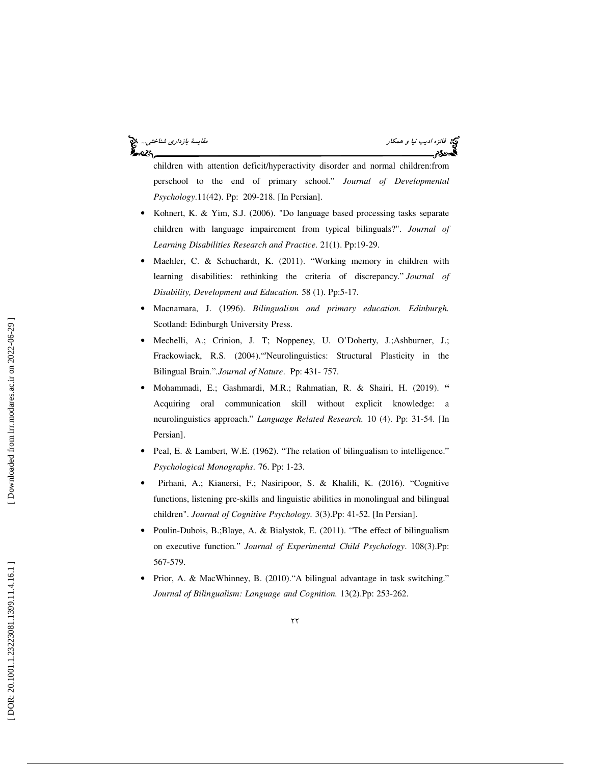children with attention deficit/hyperactivity disorder and normal children:from perschool to the end of primary school." *Journal of Developmental Psychology*.11(42). Pp: 209-218. [In Persian].

- Kohnert, K. & Yim, S.J. (2006). "Do language based processing tasks separate children with language impairement from typical bilinguals?". *Journal of Learning Disabilities Research and Practice.* 21(1). Pp:19-29.
- Maehler, C. & Schuchardt, K. (2011). "Working memory in children with learning disabilities: rethinking the criteria of discrepancy." *Journal of Disability, Development and Education.* 58 (1). Pp:5-17.
- Macnamara, J. (1996). *Bilingualism and primary education. Edinburgh.* Scotland: Edinburgh University Press.
- Mechelli, A.; Crinion, J. T; Noppeney, U. O'Doherty, J.;Ashburner, J.; Frackowiack, R.S. (2004)."Neurolinguistics: Structural Plasticity in the Bilingual Brain.".*Journal of Nature*. Pp: 431- 757.
- Mohammadi, E.; Gashmardi, M.R.; Rahmatian, R. & Shairi, H. (2019). " Acquiring oral communication skill without explicit knowledge: a neurolinguistics approach." *Language Related Research.* 10 (4). Pp: 31-54. [In Persian].
- Peal, E. & Lambert, W.E. (1962). "The relation of bilingualism to intelligence." *Psychological Monographs*. 76. Pp: 1-23.
- Pirhani, A.; Kianersi, F.; Nasiripoor, S. & Khalili, K. (2016). "Cognitive functions, listening pre-skills and linguistic abilities in monolingual and bilingual children". *Journal of Cognitive Psychology.* 3(3).Pp: 41-52. [In Persian].
- Poulin-Dubois, B.;Blaye, A. & Bialystok, E. (2011). "The effect of bilingualism on executive function." *Journal of Experimental Child Psychology*. 108(3).Pp: 567-579.
- Prior, A. & MacWhinney, B. (2010)."A bilingual advantage in task switching." *Journal of Bilingualism: Language and Cognition.* 13(2).Pp: 253-262.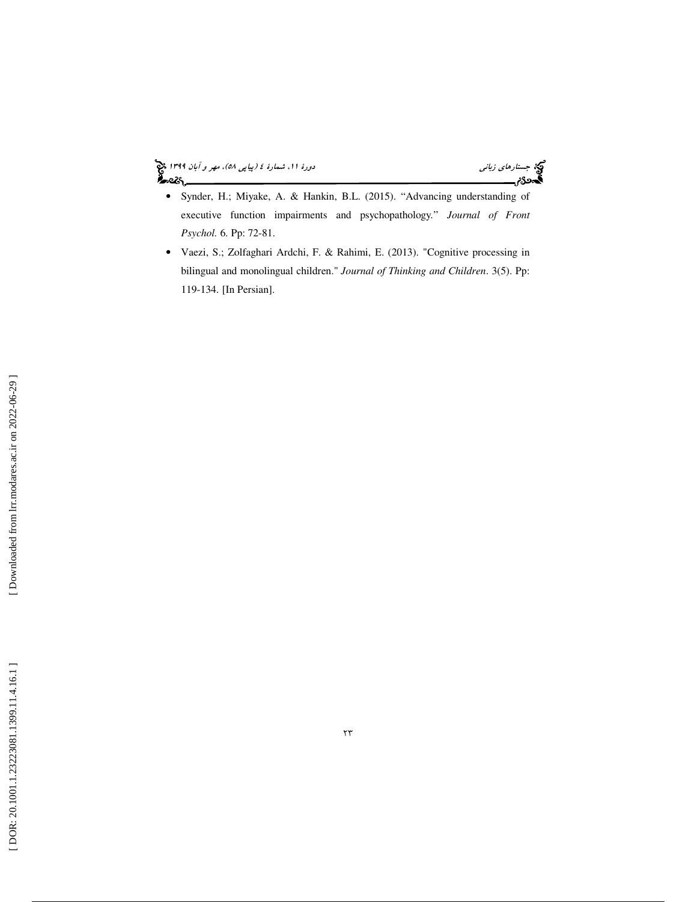- Synder, H.; Miyake, A. & Hankin, B.L. (2015). “Advancing understanding of executive function impairments and psychopathology.” *Journal of Front Psychol.* 6. Pp: 72-81.
- Vaezi, S.; Zolfaghari Ardchi, F. & Rahimi, E. (2013). "Cognitive processing in bilingual and monolingual children." *Journal of Thinking and Children*. 3(5). Pp: 119-134. [In Persian].